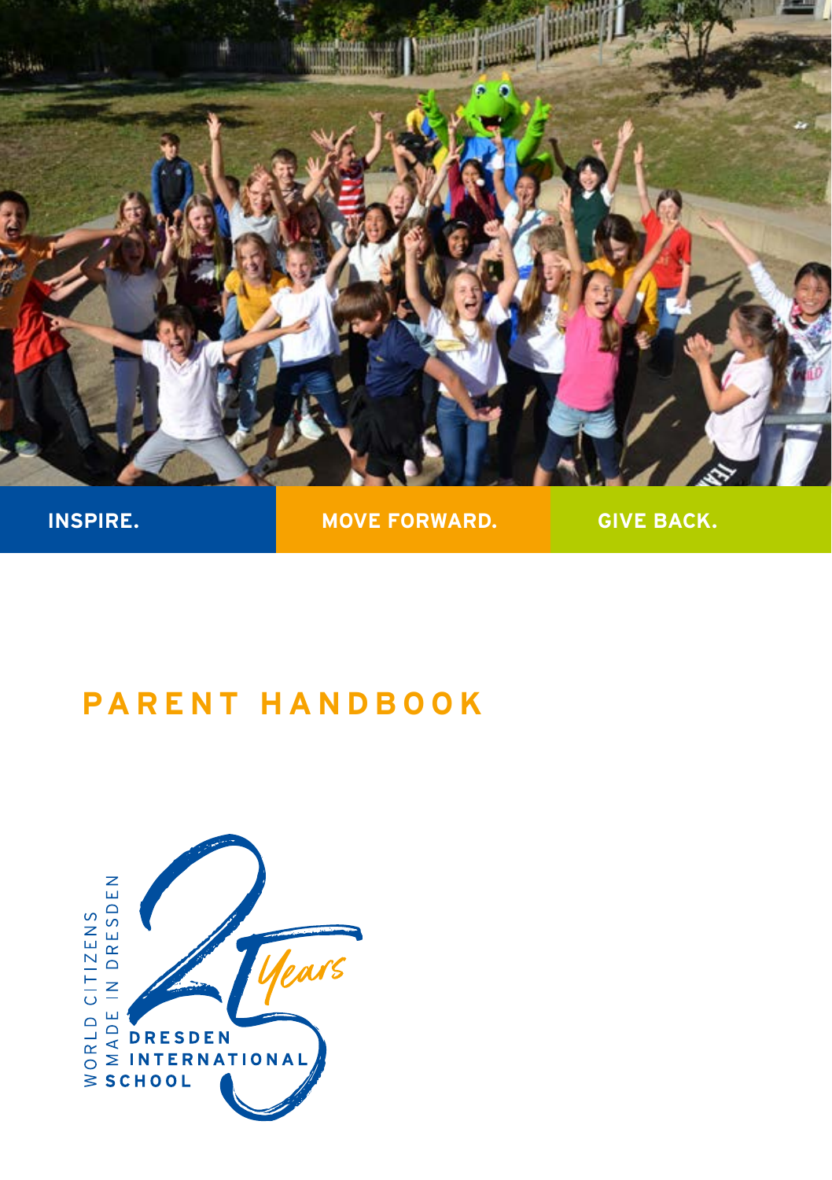INSPIRE. MOVE FORWARD. GIVE BACK.

# PARENT HANDBOOK

WORLD CITIZENS MADE IN DRESDEN

25 Years

DRESDEN INTERNATIONAL SCHOOL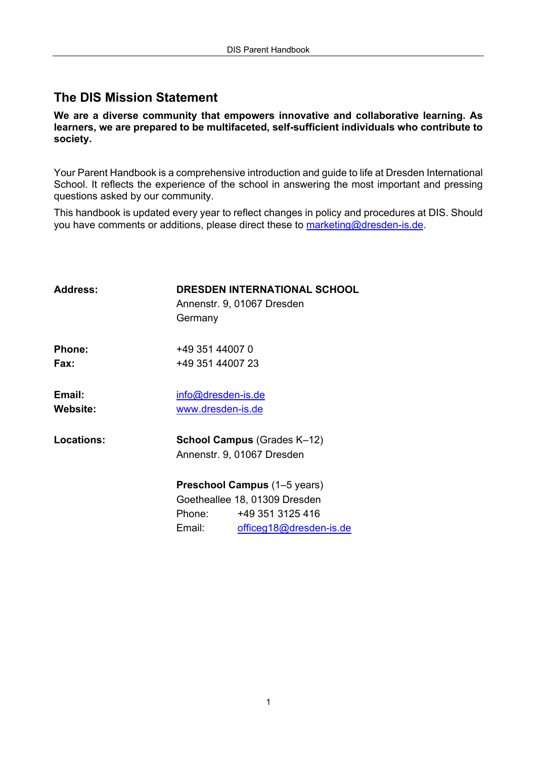## The DIS Mission Statement

**We are a diverse community that empowers innovative and collaborative learning. As learners, we are prepared to be multifaceted, self-sufficient individuals who contribute to society.**

Your Parent Handbook is a comprehensive introduction and guide to life at Dresden International School. It reflects the experience of the school in answering the most important and pressing questions asked by our community.

This handbook is updated every year to reflect changes in policy and procedures at DIS. Should you have comments or additions, please direct these to marketing@dresden-is.de.

**Address:** **DRESDEN INTERNATIONAL SCHOOL**
Annenstr. 9, 01067 Dresden
Germany

**Phone:** +49 351 44007 0
**Fax:** +49 351 44007 23

**Email:** info@dresden-is.de
**Website:** www.dresden-is.de

**Locations:**

**School Campus** (Grades K–12)
Annenstr. 9, 01067 Dresden

**Preschool Campus** (1–5 years)
Goetheallee 18, 01309 Dresden
Phone: +49 351 3125 416
Email: officeg18@dresden-is.de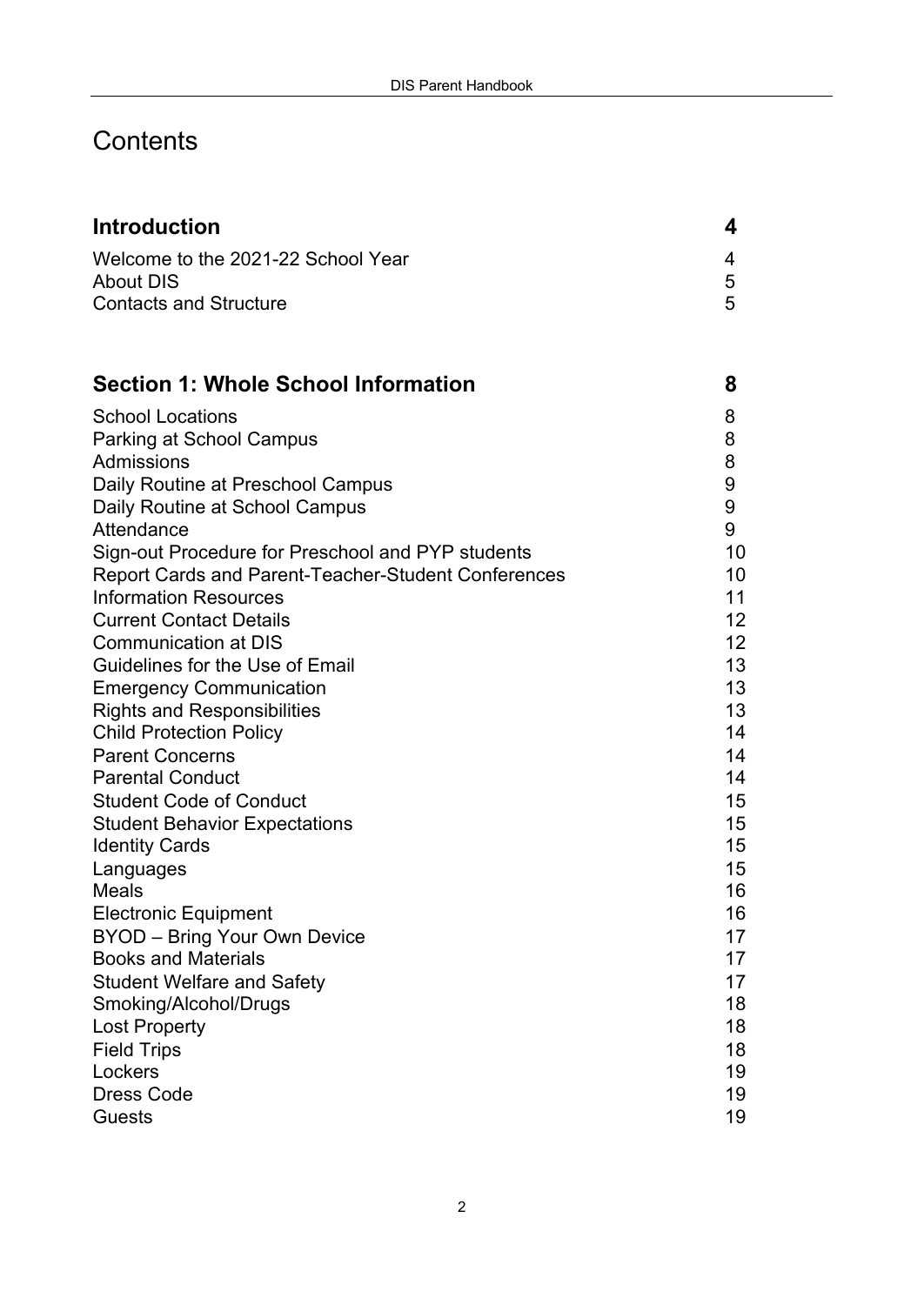# Contents

| | |
|---|---|
| **Introduction** | **4** |
| Welcome to the 2021-22 School Year | 4 |
| About DIS | 5 |
| Contacts and Structure | 5 |
| | |
| **Section 1: Whole School Information** | **8** |
| School Locations | 8 |
| Parking at School Campus | 8 |
| Admissions | 8 |
| Daily Routine at Preschool Campus | 9 |
| Daily Routine at School Campus | 9 |
| Attendance | 9 |
| Sign-out Procedure for Preschool and PYP students | 10 |
| Report Cards and Parent-Teacher-Student Conferences | 10 |
| Information Resources | 11 |
| Current Contact Details | 12 |
| Communication at DIS | 12 |
| Guidelines for the Use of Email | 13 |
| Emergency Communication | 13 |
| Rights and Responsibilities | 13 |
| Child Protection Policy | 14 |
| Parent Concerns | 14 |
| Parental Conduct | 14 |
| Student Code of Conduct | 15 |
| Student Behavior Expectations | 15 |
| Identity Cards | 15 |
| Languages | 15 |
| Meals | 16 |
| Electronic Equipment | 16 |
| BYOD – Bring Your Own Device | 17 |
| Books and Materials | 17 |
| Student Welfare and Safety | 17 |
| Smoking/Alcohol/Drugs | 18 |
| Lost Property | 18 |
| Field Trips | 18 |
| Lockers | 19 |
| Dress Code | 19 |
| Guests | 19 |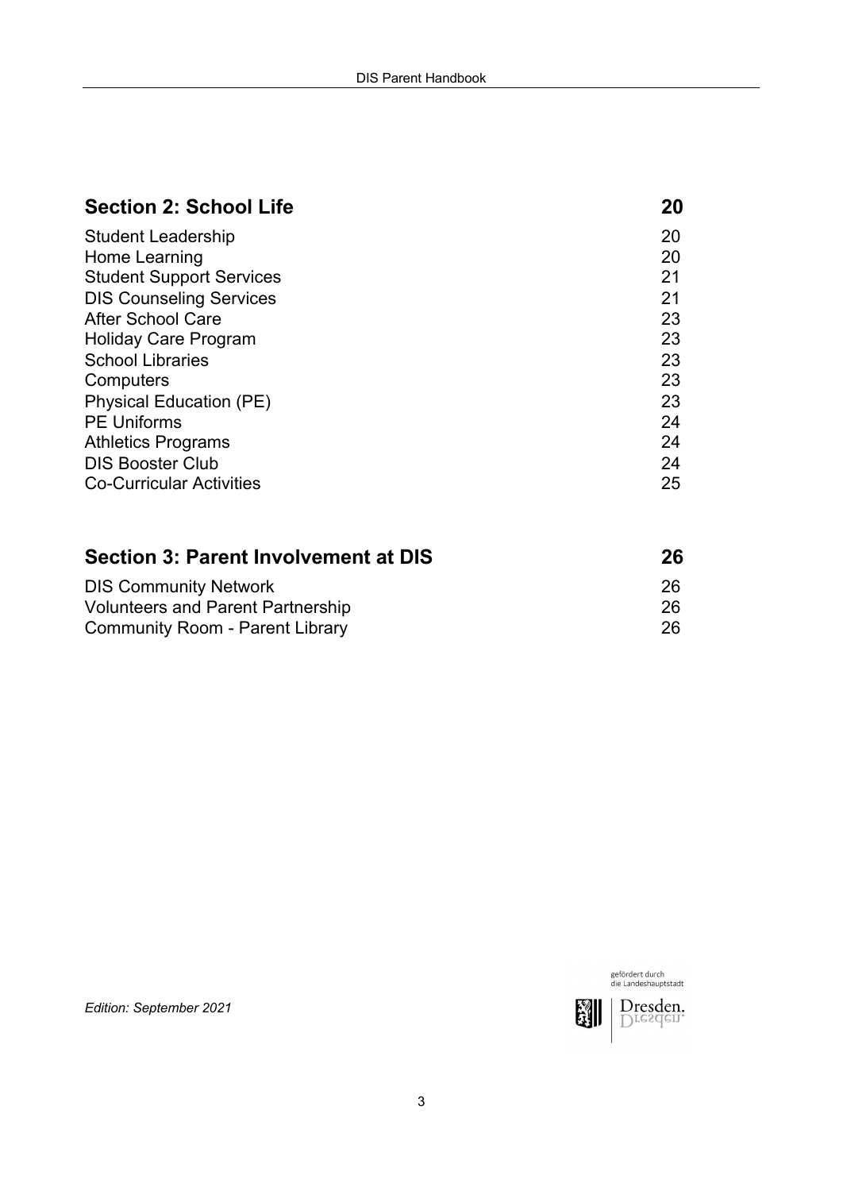## Section 2: School Life — 20

| | |
|---|---|
| Student Leadership | 20 |
| Home Learning | 20 |
| Student Support Services | 21 |
| DIS Counseling Services | 21 |
| After School Care | 23 |
| Holiday Care Program | 23 |
| School Libraries | 23 |
| Computers | 23 |
| Physical Education (PE) | 23 |
| PE Uniforms | 24 |
| Athletics Programs | 24 |
| DIS Booster Club | 24 |
| Co-Curricular Activities | 25 |

## Section 3: Parent Involvement at DIS — 26

| | |
|---|---|
| DIS Community Network | 26 |
| Volunteers and Parent Partnership | 26 |
| Community Room - Parent Library | 26 |

*Edition: September 2021*

gefördert durch die Landeshauptstadt Dresden.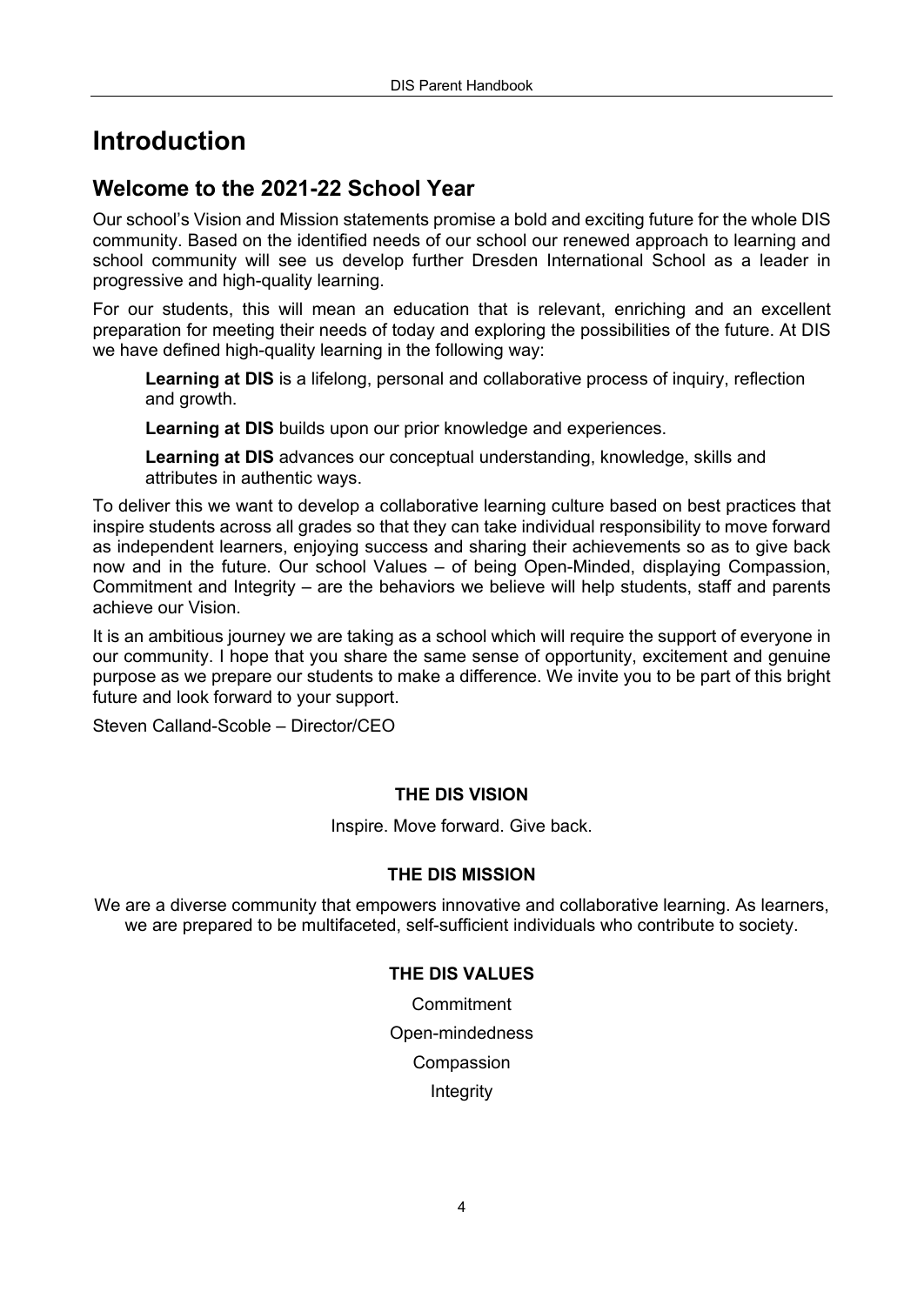# Introduction

## Welcome to the 2021-22 School Year

Our school's Vision and Mission statements promise a bold and exciting future for the whole DIS community. Based on the identified needs of our school our renewed approach to learning and school community will see us develop further Dresden International School as a leader in progressive and high-quality learning.

For our students, this will mean an education that is relevant, enriching and an excellent preparation for meeting their needs of today and exploring the possibilities of the future. At DIS we have defined high-quality learning in the following way:

> **Learning at DIS** is a lifelong, personal and collaborative process of inquiry, reflection and growth.
>
> **Learning at DIS** builds upon our prior knowledge and experiences.
>
> **Learning at DIS** advances our conceptual understanding, knowledge, skills and attributes in authentic ways.

To deliver this we want to develop a collaborative learning culture based on best practices that inspire students across all grades so that they can take individual responsibility to move forward as independent learners, enjoying success and sharing their achievements so as to give back now and in the future. Our school Values – of being Open-Minded, displaying Compassion, Commitment and Integrity – are the behaviors we believe will help students, staff and parents achieve our Vision.

It is an ambitious journey we are taking as a school which will require the support of everyone in our community. I hope that you share the same sense of opportunity, excitement and genuine purpose as we prepare our students to make a difference. We invite you to be part of this bright future and look forward to your support.

Steven Calland-Scoble – Director/CEO

**THE DIS VISION**

Inspire. Move forward. Give back.

**THE DIS MISSION**

We are a diverse community that empowers innovative and collaborative learning. As learners, we are prepared to be multifaceted, self-sufficient individuals who contribute to society.

**THE DIS VALUES**

Commitment

Open-mindedness

Compassion

Integrity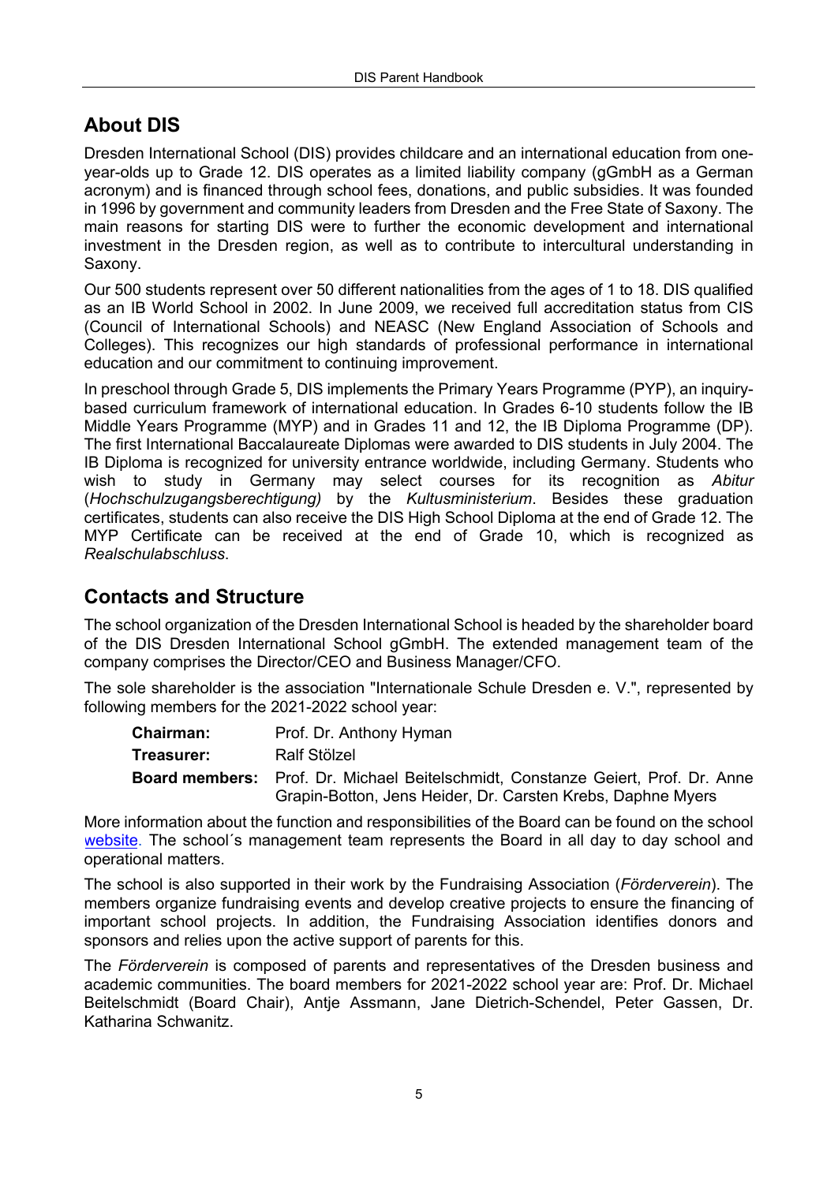## About DIS

Dresden International School (DIS) provides childcare and an international education from one-year-olds up to Grade 12. DIS operates as a limited liability company (gGmbH as a German acronym) and is financed through school fees, donations, and public subsidies. It was founded in 1996 by government and community leaders from Dresden and the Free State of Saxony. The main reasons for starting DIS were to further the economic development and international investment in the Dresden region, as well as to contribute to intercultural understanding in Saxony.

Our 500 students represent over 50 different nationalities from the ages of 1 to 18. DIS qualified as an IB World School in 2002. In June 2009, we received full accreditation status from CIS (Council of International Schools) and NEASC (New England Association of Schools and Colleges). This recognizes our high standards of professional performance in international education and our commitment to continuing improvement.

In preschool through Grade 5, DIS implements the Primary Years Programme (PYP), an inquiry-based curriculum framework of international education. In Grades 6-10 students follow the IB Middle Years Programme (MYP) and in Grades 11 and 12, the IB Diploma Programme (DP). The first International Baccalaureate Diplomas were awarded to DIS students in July 2004. The IB Diploma is recognized for university entrance worldwide, including Germany. Students who wish to study in Germany may select courses for its recognition as *Abitur* (*Hochschulzugangsberechtigung)* by the *Kultusministerium*. Besides these graduation certificates, students can also receive the DIS High School Diploma at the end of Grade 12. The MYP Certificate can be received at the end of Grade 10, which is recognized as *Realschulabschluss*.

## Contacts and Structure

The school organization of the Dresden International School is headed by the shareholder board of the DIS Dresden International School gGmbH. The extended management team of the company comprises the Director/CEO and Business Manager/CFO.

The sole shareholder is the association "Internationale Schule Dresden e. V.", represented by following members for the 2021-2022 school year:

**Chairman:** Prof. Dr. Anthony Hyman
**Treasurer:** Ralf Stölzel
**Board members:** Prof. Dr. Michael Beitelschmidt, Constanze Geiert, Prof. Dr. Anne Grapin-Botton, Jens Heider, Dr. Carsten Krebs, Daphne Myers

More information about the function and responsibilities of the Board can be found on the school website. The school´s management team represents the Board in all day to day school and operational matters.

The school is also supported in their work by the Fundraising Association (*Förderverein*). The members organize fundraising events and develop creative projects to ensure the financing of important school projects. In addition, the Fundraising Association identifies donors and sponsors and relies upon the active support of parents for this.

The *Förderverein* is composed of parents and representatives of the Dresden business and academic communities. The board members for 2021-2022 school year are: Prof. Dr. Michael Beitelschmidt (Board Chair), Antje Assmann, Jane Dietrich-Schendel, Peter Gassen, Dr. Katharina Schwanitz.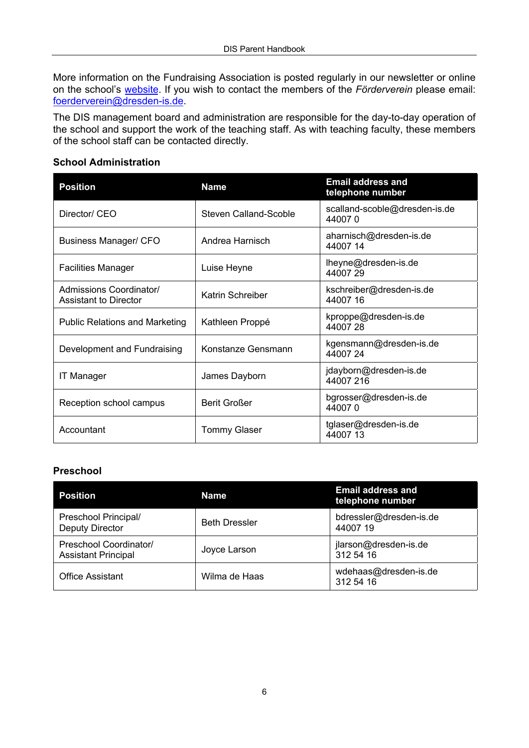More information on the Fundraising Association is posted regularly in our newsletter or online on the school's website. If you wish to contact the members of the *Förderverein* please email: foerderverein@dresden-is.de.

The DIS management board and administration are responsible for the day-to-day operation of the school and support the work of the teaching staff. As with teaching faculty, these members of the school staff can be contacted directly.

### School Administration

| Position | Name | Email address and telephone number |
| --- | --- | --- |
| Director/ CEO | Steven Calland-Scoble | scalland-scoble@dresden-is.de 44007 0 |
| Business Manager/ CFO | Andrea Harnisch | aharnisch@dresden-is.de 44007 14 |
| Facilities Manager | Luise Heyne | lheyne@dresden-is.de 44007 29 |
| Admissions Coordinator/ Assistant to Director | Katrin Schreiber | kschreiber@dresden-is.de 44007 16 |
| Public Relations and Marketing | Kathleen Proppé | kproppe@dresden-is.de 44007 28 |
| Development and Fundraising | Konstanze Gensmann | kgensmann@dresden-is.de 44007 24 |
| IT Manager | James Dayborn | jdayborn@dresden-is.de 44007 216 |
| Reception school campus | Berit Großer | bgrosser@dresden-is.de 44007 0 |
| Accountant | Tommy Glaser | tglaser@dresden-is.de 44007 13 |

### Preschool

| Position | Name | Email address and telephone number |
| --- | --- | --- |
| Preschool Principal/ Deputy Director | Beth Dressler | bdressler@dresden-is.de 44007 19 |
| Preschool Coordinator/ Assistant Principal | Joyce Larson | jlarson@dresden-is.de 312 54 16 |
| Office Assistant | Wilma de Haas | wdehaas@dresden-is.de 312 54 16 |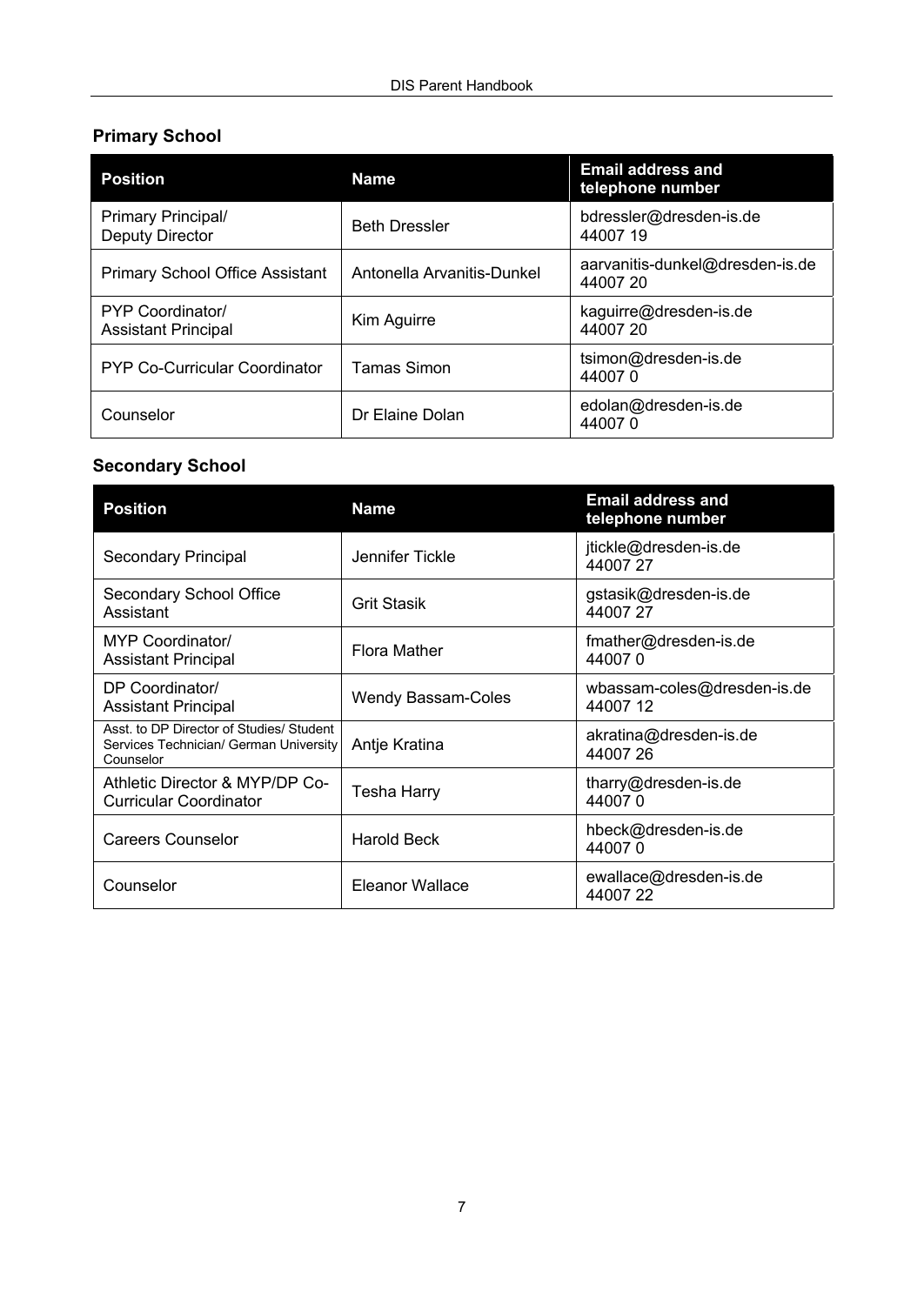## Primary School

| Position | Name | Email address and telephone number |
|---|---|---|
| Primary Principal/ Deputy Director | Beth Dressler | bdressler@dresden-is.de 44007 19 |
| Primary School Office Assistant | Antonella Arvanitis-Dunkel | aarvanitis-dunkel@dresden-is.de 44007 20 |
| PYP Coordinator/ Assistant Principal | Kim Aguirre | kaguirre@dresden-is.de 44007 20 |
| PYP Co-Curricular Coordinator | Tamas Simon | tsimon@dresden-is.de 44007 0 |
| Counselor | Dr Elaine Dolan | edolan@dresden-is.de 44007 0 |

## Secondary School

| Position | Name | Email address and telephone number |
|---|---|---|
| Secondary Principal | Jennifer Tickle | jtickle@dresden-is.de 44007 27 |
| Secondary School Office Assistant | Grit Stasik | gstasik@dresden-is.de 44007 27 |
| MYP Coordinator/ Assistant Principal | Flora Mather | fmather@dresden-is.de 44007 0 |
| DP Coordinator/ Assistant Principal | Wendy Bassam-Coles | wbassam-coles@dresden-is.de 44007 12 |
| Asst. to DP Director of Studies/ Student Services Technician/ German University Counselor | Antje Kratina | akratina@dresden-is.de 44007 26 |
| Athletic Director & MYP/DP Co-Curricular Coordinator | Tesha Harry | tharry@dresden-is.de 44007 0 |
| Careers Counselor | Harold Beck | hbeck@dresden-is.de 44007 0 |
| Counselor | Eleanor Wallace | ewallace@dresden-is.de 44007 22 |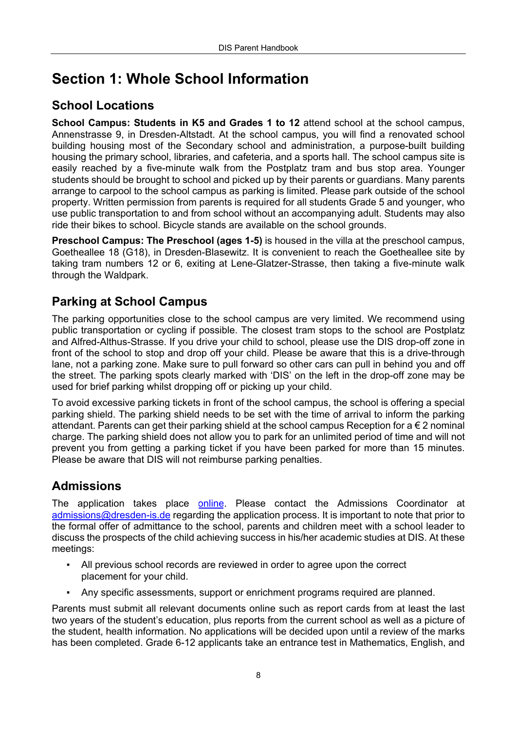# Section 1: Whole School Information

## School Locations

**School Campus: Students in K5 and Grades 1 to 12** attend school at the school campus, Annenstrasse 9, in Dresden-Altstadt. At the school campus, you will find a renovated school building housing most of the Secondary school and administration, a purpose-built building housing the primary school, libraries, and cafeteria, and a sports hall. The school campus site is easily reached by a five-minute walk from the Postplatz tram and bus stop area. Younger students should be brought to school and picked up by their parents or guardians. Many parents arrange to carpool to the school campus as parking is limited. Please park outside of the school property. Written permission from parents is required for all students Grade 5 and younger, who use public transportation to and from school without an accompanying adult. Students may also ride their bikes to school. Bicycle stands are available on the school grounds.

**Preschool Campus: The Preschool (ages 1-5)** is housed in the villa at the preschool campus, Goetheallee 18 (G18), in Dresden-Blasewitz. It is convenient to reach the Goetheallee site by taking tram numbers 12 or 6, exiting at Lene-Glatzer-Strasse, then taking a five-minute walk through the Waldpark.

## Parking at School Campus

The parking opportunities close to the school campus are very limited. We recommend using public transportation or cycling if possible. The closest tram stops to the school are Postplatz and Alfred-Althus-Strasse. If you drive your child to school, please use the DIS drop-off zone in front of the school to stop and drop off your child. Please be aware that this is a drive-through lane, not a parking zone. Make sure to pull forward so other cars can pull in behind you and off the street. The parking spots clearly marked with 'DIS' on the left in the drop-off zone may be used for brief parking whilst dropping off or picking up your child.

To avoid excessive parking tickets in front of the school campus, the school is offering a special parking shield. The parking shield needs to be set with the time of arrival to inform the parking attendant. Parents can get their parking shield at the school campus Reception for a € 2 nominal charge. The parking shield does not allow you to park for an unlimited period of time and will not prevent you from getting a parking ticket if you have been parked for more than 15 minutes. Please be aware that DIS will not reimburse parking penalties.

## Admissions

The application takes place [online](). Please contact the Admissions Coordinator at [admissions@dresden-is.de](mailto:admissions@dresden-is.de) regarding the application process. It is important to note that prior to the formal offer of admittance to the school, parents and children meet with a school leader to discuss the prospects of the child achieving success in his/her academic studies at DIS. At these meetings:

- All previous school records are reviewed in order to agree upon the correct placement for your child.
- Any specific assessments, support or enrichment programs required are planned.

Parents must submit all relevant documents online such as report cards from at least the last two years of the student's education, plus reports from the current school as well as a picture of the student, health information. No applications will be decided upon until a review of the marks has been completed. Grade 6-12 applicants take an entrance test in Mathematics, English, and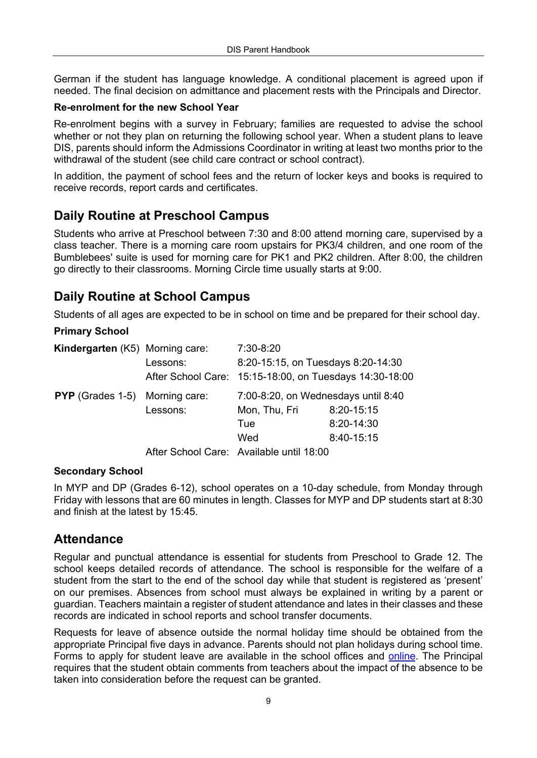German if the student has language knowledge. A conditional placement is agreed upon if needed. The final decision on admittance and placement rests with the Principals and Director.

**Re-enrolment for the new School Year**

Re-enrolment begins with a survey in February; families are requested to advise the school whether or not they plan on returning the following school year. When a student plans to leave DIS, parents should inform the Admissions Coordinator in writing at least two months prior to the withdrawal of the student (see child care contract or school contract).

In addition, the payment of school fees and the return of locker keys and books is required to receive records, report cards and certificates.

## Daily Routine at Preschool Campus

Students who arrive at Preschool between 7:30 and 8:00 attend morning care, supervised by a class teacher. There is a morning care room upstairs for PK3/4 children, and one room of the Bumblebees' suite is used for morning care for PK1 and PK2 children. After 8:00, the children go directly to their classrooms. Morning Circle time usually starts at 9:00.

## Daily Routine at School Campus

Students of all ages are expected to be in school on time and be prepared for their school day.

**Primary School**

| | | | |
|---|---|---|---|
| **Kindergarten** (K5) | Morning care: | 7:30-8:20 | |
| | Lessons: | 8:20-15:15, on Tuesdays 8:20-14:30 | |
| | After School Care: | 15:15-18:00, on Tuesdays 14:30-18:00 | |
| **PYP** (Grades 1-5) | Morning care: | 7:00-8:20, on Wednesdays until 8:40 | |
| | Lessons: | Mon, Thu, Fri | 8:20-15:15 |
| | | Tue | 8:20-14:30 |
| | | Wed | 8:40-15:15 |
| | After School Care: | Available until 18:00 | |

**Secondary School**

In MYP and DP (Grades 6-12), school operates on a 10-day schedule, from Monday through Friday with lessons that are 60 minutes in length. Classes for MYP and DP students start at 8:30 and finish at the latest by 15:45.

## Attendance

Regular and punctual attendance is essential for students from Preschool to Grade 12. The school keeps detailed records of attendance. The school is responsible for the welfare of a student from the start to the end of the school day while that student is registered as 'present' on our premises. Absences from school must always be explained in writing by a parent or guardian. Teachers maintain a register of student attendance and lates in their classes and these records are indicated in school reports and school transfer documents.

Requests for leave of absence outside the normal holiday time should be obtained from the appropriate Principal five days in advance. Parents should not plan holidays during school time. Forms to apply for student leave are available in the school offices and online. The Principal requires that the student obtain comments from teachers about the impact of the absence to be taken into consideration before the request can be granted.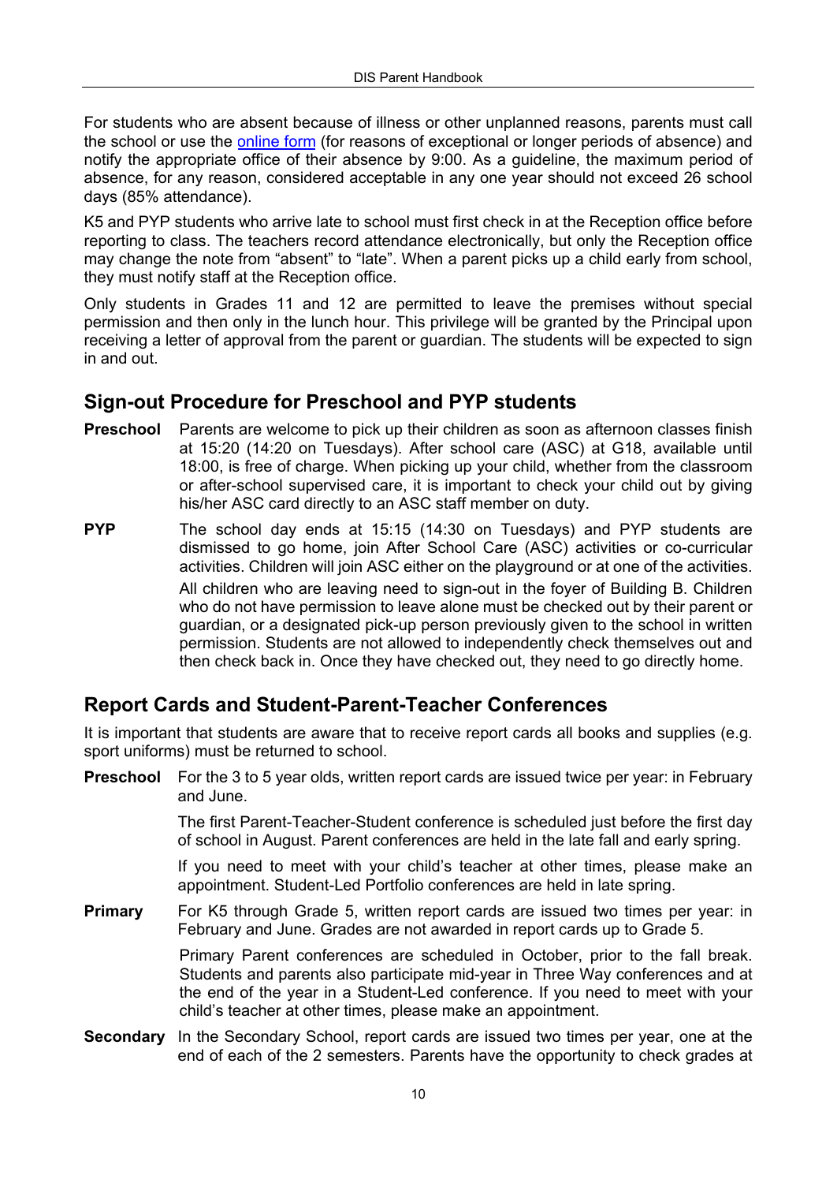For students who are absent because of illness or other unplanned reasons, parents must call the school or use the [online form](#) (for reasons of exceptional or longer periods of absence) and notify the appropriate office of their absence by 9:00. As a guideline, the maximum period of absence, for any reason, considered acceptable in any one year should not exceed 26 school days (85% attendance).

K5 and PYP students who arrive late to school must first check in at the Reception office before reporting to class. The teachers record attendance electronically, but only the Reception office may change the note from "absent" to "late". When a parent picks up a child early from school, they must notify staff at the Reception office.

Only students in Grades 11 and 12 are permitted to leave the premises without special permission and then only in the lunch hour. This privilege will be granted by the Principal upon receiving a letter of approval from the parent or guardian. The students will be expected to sign in and out.

## Sign-out Procedure for Preschool and PYP students

**Preschool** Parents are welcome to pick up their children as soon as afternoon classes finish at 15:20 (14:20 on Tuesdays). After school care (ASC) at G18, available until 18:00, is free of charge. When picking up your child, whether from the classroom or after-school supervised care, it is important to check your child out by giving his/her ASC card directly to an ASC staff member on duty.

**PYP** The school day ends at 15:15 (14:30 on Tuesdays) and PYP students are dismissed to go home, join After School Care (ASC) activities or co-curricular activities. Children will join ASC either on the playground or at one of the activities.

All children who are leaving need to sign-out in the foyer of Building B. Children who do not have permission to leave alone must be checked out by their parent or guardian, or a designated pick-up person previously given to the school in written permission. Students are not allowed to independently check themselves out and then check back in. Once they have checked out, they need to go directly home.

## Report Cards and Student-Parent-Teacher Conferences

It is important that students are aware that to receive report cards all books and supplies (e.g. sport uniforms) must be returned to school.

**Preschool** For the 3 to 5 year olds, written report cards are issued twice per year: in February and June.

The first Parent-Teacher-Student conference is scheduled just before the first day of school in August. Parent conferences are held in the late fall and early spring.

If you need to meet with your child's teacher at other times, please make an appointment. Student-Led Portfolio conferences are held in late spring.

**Primary** For K5 through Grade 5, written report cards are issued two times per year: in February and June. Grades are not awarded in report cards up to Grade 5.

Primary Parent conferences are scheduled in October, prior to the fall break. Students and parents also participate mid-year in Three Way conferences and at the end of the year in a Student-Led conference. If you need to meet with your child's teacher at other times, please make an appointment.

**Secondary** In the Secondary School, report cards are issued two times per year, one at the end of each of the 2 semesters. Parents have the opportunity to check grades at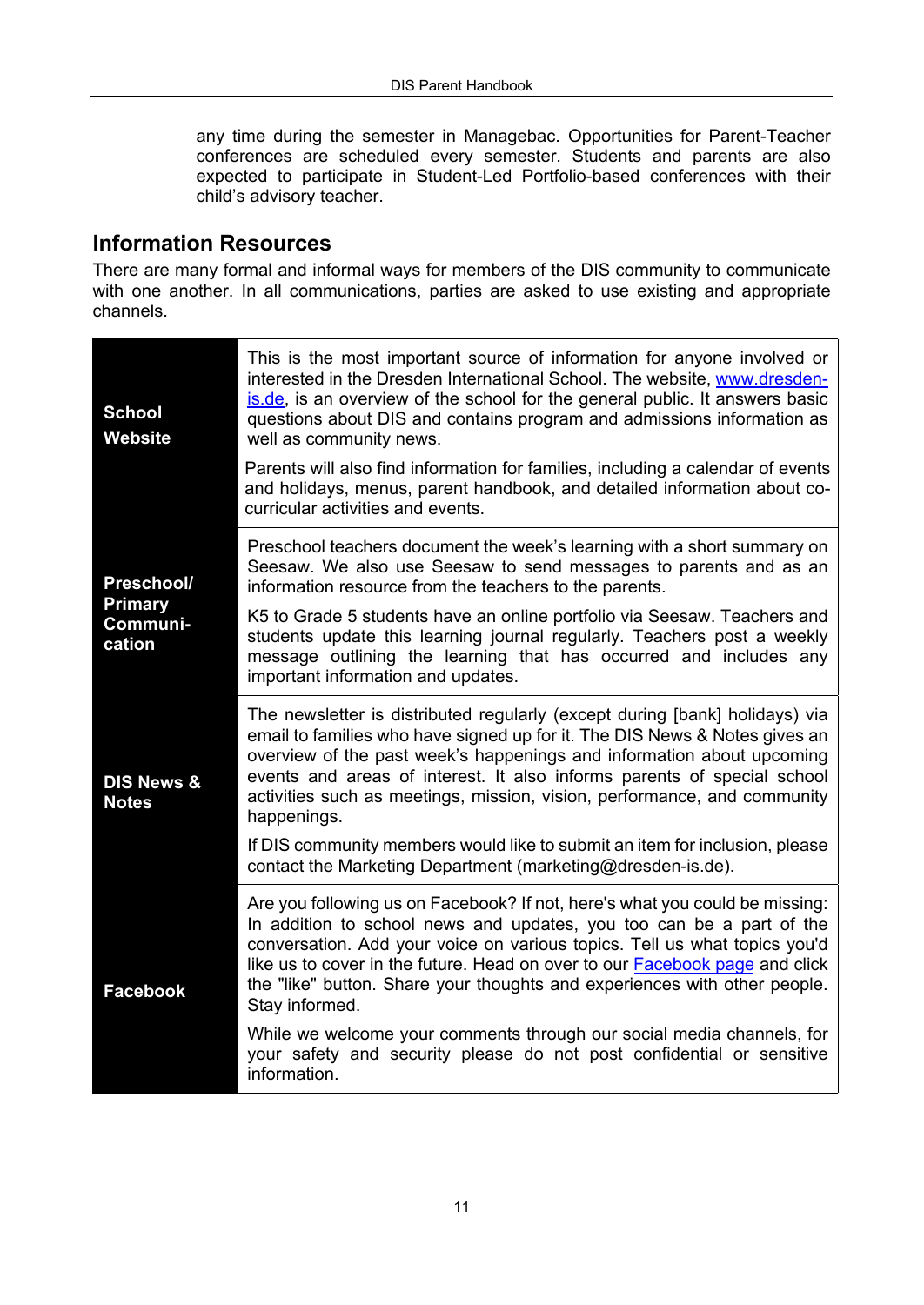any time during the semester in Managebac. Opportunities for Parent-Teacher conferences are scheduled every semester. Students and parents are also expected to participate in Student-Led Portfolio-based conferences with their child's advisory teacher.

## Information Resources

There are many formal and informal ways for members of the DIS community to communicate with one another. In all communications, parties are asked to use existing and appropriate channels.

| | |
|---|---|
| **School Website** | This is the most important source of information for anyone involved or interested in the Dresden International School. The website, [www.dresden-is.de](www.dresden-is.de), is an overview of the school for the general public. It answers basic questions about DIS and contains program and admissions information as well as community news.<br><br>Parents will also find information for families, including a calendar of events and holidays, menus, parent handbook, and detailed information about co-curricular activities and events. |
| **Preschool/ Primary Communi-cation** | Preschool teachers document the week's learning with a short summary on Seesaw. We also use Seesaw to send messages to parents and as an information resource from the teachers to the parents.<br><br>K5 to Grade 5 students have an online portfolio via Seesaw. Teachers and students update this learning journal regularly. Teachers post a weekly message outlining the learning that has occurred and includes any important information and updates. |
| **DIS News & Notes** | The newsletter is distributed regularly (except during [bank] holidays) via email to families who have signed up for it. The DIS News & Notes gives an overview of the past week's happenings and information about upcoming events and areas of interest. It also informs parents of special school activities such as meetings, mission, vision, performance, and community happenings.<br><br>If DIS community members would like to submit an item for inclusion, please contact the Marketing Department (marketing@dresden-is.de). |
| **Facebook** | Are you following us on Facebook? If not, here's what you could be missing: In addition to school news and updates, you too can be a part of the conversation. Add your voice on various topics. Tell us what topics you'd like us to cover in the future. Head on over to our Facebook page and click the "like" button. Share your thoughts and experiences with other people. Stay informed.<br><br>While we welcome your comments through our social media channels, for your safety and security please do not post confidential or sensitive information. |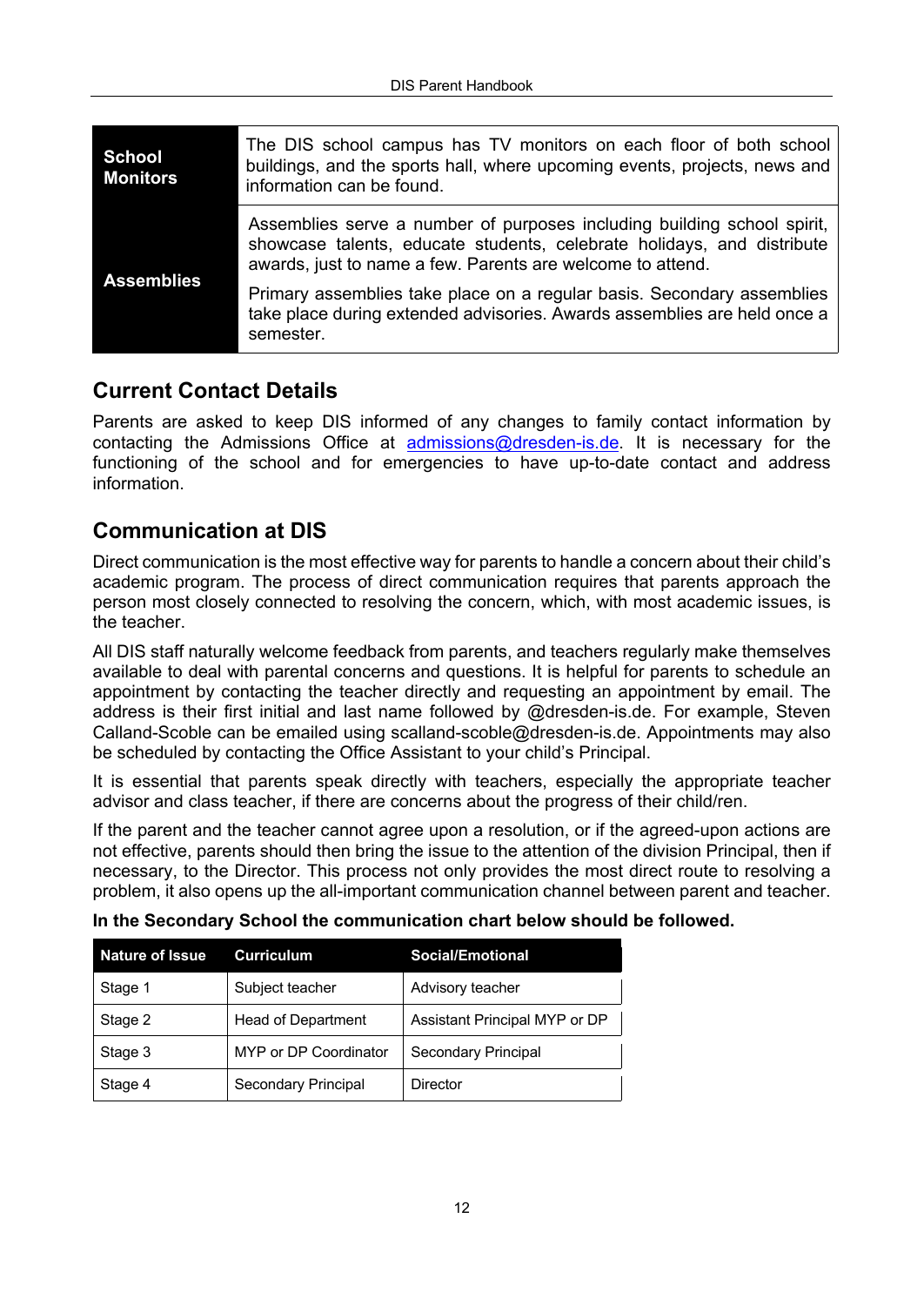| | |
|---|---|
| **School Monitors** | The DIS school campus has TV monitors on each floor of both school buildings, and the sports hall, where upcoming events, projects, news and information can be found. |
| **Assemblies** | Assemblies serve a number of purposes including building school spirit, showcase talents, educate students, celebrate holidays, and distribute awards, just to name a few. Parents are welcome to attend.<br><br>Primary assemblies take place on a regular basis. Secondary assemblies take place during extended advisories. Awards assemblies are held once a semester. |

## Current Contact Details

Parents are asked to keep DIS informed of any changes to family contact information by contacting the Admissions Office at admissions@dresden-is.de. It is necessary for the functioning of the school and for emergencies to have up-to-date contact and address information.

## Communication at DIS

Direct communication is the most effective way for parents to handle a concern about their child's academic program. The process of direct communication requires that parents approach the person most closely connected to resolving the concern, which, with most academic issues, is the teacher.

All DIS staff naturally welcome feedback from parents, and teachers regularly make themselves available to deal with parental concerns and questions. It is helpful for parents to schedule an appointment by contacting the teacher directly and requesting an appointment by email. The address is their first initial and last name followed by @dresden-is.de. For example, Steven Calland-Scoble can be emailed using scalland-scoble@dresden-is.de. Appointments may also be scheduled by contacting the Office Assistant to your child's Principal.

It is essential that parents speak directly with teachers, especially the appropriate teacher advisor and class teacher, if there are concerns about the progress of their child/ren.

If the parent and the teacher cannot agree upon a resolution, or if the agreed-upon actions are not effective, parents should then bring the issue to the attention of the division Principal, then if necessary, to the Director. This process not only provides the most direct route to resolving a problem, it also opens up the all-important communication channel between parent and teacher.

**In the Secondary School the communication chart below should be followed.**

| Nature of Issue | Curriculum | Social/Emotional |
|---|---|---|
| Stage 1 | Subject teacher | Advisory teacher |
| Stage 2 | Head of Department | Assistant Principal MYP or DP |
| Stage 3 | MYP or DP Coordinator | Secondary Principal |
| Stage 4 | Secondary Principal | Director |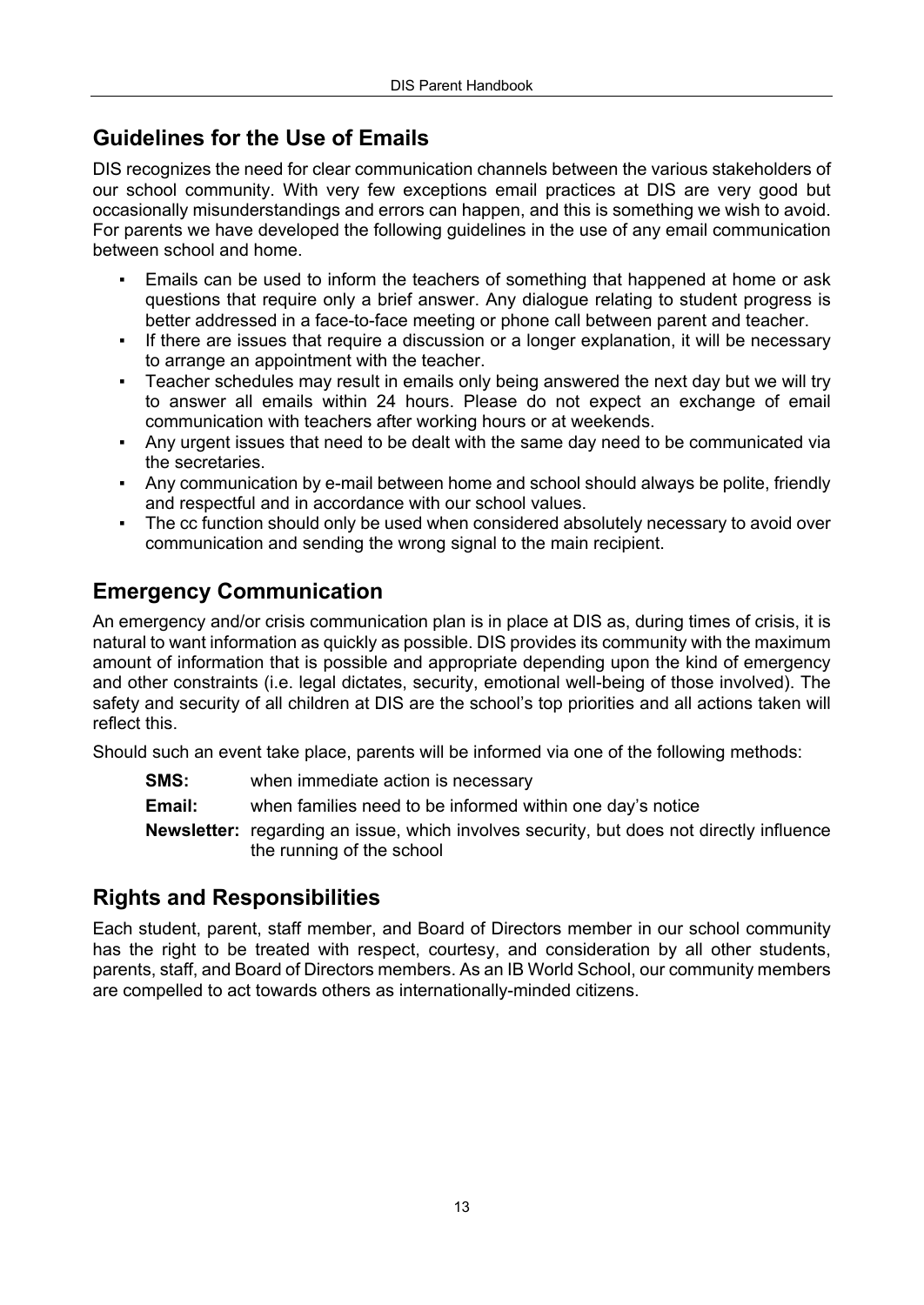## Guidelines for the Use of Emails

DIS recognizes the need for clear communication channels between the various stakeholders of our school community. With very few exceptions email practices at DIS are very good but occasionally misunderstandings and errors can happen, and this is something we wish to avoid. For parents we have developed the following guidelines in the use of any email communication between school and home.

- Emails can be used to inform the teachers of something that happened at home or ask questions that require only a brief answer. Any dialogue relating to student progress is better addressed in a face-to-face meeting or phone call between parent and teacher.
- If there are issues that require a discussion or a longer explanation, it will be necessary to arrange an appointment with the teacher.
- Teacher schedules may result in emails only being answered the next day but we will try to answer all emails within 24 hours. Please do not expect an exchange of email communication with teachers after working hours or at weekends.
- Any urgent issues that need to be dealt with the same day need to be communicated via the secretaries.
- Any communication by e-mail between home and school should always be polite, friendly and respectful and in accordance with our school values.
- The cc function should only be used when considered absolutely necessary to avoid over communication and sending the wrong signal to the main recipient.

## Emergency Communication

An emergency and/or crisis communication plan is in place at DIS as, during times of crisis, it is natural to want information as quickly as possible. DIS provides its community with the maximum amount of information that is possible and appropriate depending upon the kind of emergency and other constraints (i.e. legal dictates, security, emotional well-being of those involved). The safety and security of all children at DIS are the school's top priorities and all actions taken will reflect this.

Should such an event take place, parents will be informed via one of the following methods:

**SMS:** when immediate action is necessary

**Email:** when families need to be informed within one day's notice

**Newsletter:** regarding an issue, which involves security, but does not directly influence the running of the school

## Rights and Responsibilities

Each student, parent, staff member, and Board of Directors member in our school community has the right to be treated with respect, courtesy, and consideration by all other students, parents, staff, and Board of Directors members. As an IB World School, our community members are compelled to act towards others as internationally-minded citizens.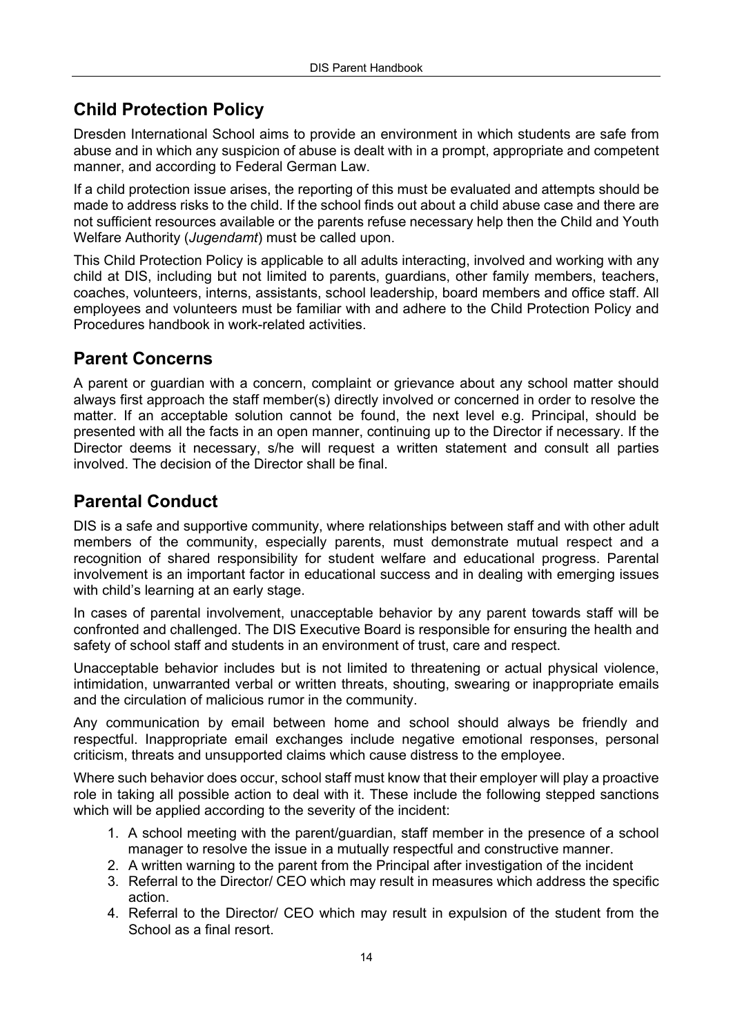## Child Protection Policy

Dresden International School aims to provide an environment in which students are safe from abuse and in which any suspicion of abuse is dealt with in a prompt, appropriate and competent manner, and according to Federal German Law.

If a child protection issue arises, the reporting of this must be evaluated and attempts should be made to address risks to the child. If the school finds out about a child abuse case and there are not sufficient resources available or the parents refuse necessary help then the Child and Youth Welfare Authority (*Jugendamt*) must be called upon.

This Child Protection Policy is applicable to all adults interacting, involved and working with any child at DIS, including but not limited to parents, guardians, other family members, teachers, coaches, volunteers, interns, assistants, school leadership, board members and office staff. All employees and volunteers must be familiar with and adhere to the Child Protection Policy and Procedures handbook in work-related activities.

## Parent Concerns

A parent or guardian with a concern, complaint or grievance about any school matter should always first approach the staff member(s) directly involved or concerned in order to resolve the matter. If an acceptable solution cannot be found, the next level e.g. Principal, should be presented with all the facts in an open manner, continuing up to the Director if necessary. If the Director deems it necessary, s/he will request a written statement and consult all parties involved. The decision of the Director shall be final.

## Parental Conduct

DIS is a safe and supportive community, where relationships between staff and with other adult members of the community, especially parents, must demonstrate mutual respect and a recognition of shared responsibility for student welfare and educational progress. Parental involvement is an important factor in educational success and in dealing with emerging issues with child's learning at an early stage.

In cases of parental involvement, unacceptable behavior by any parent towards staff will be confronted and challenged. The DIS Executive Board is responsible for ensuring the health and safety of school staff and students in an environment of trust, care and respect.

Unacceptable behavior includes but is not limited to threatening or actual physical violence, intimidation, unwarranted verbal or written threats, shouting, swearing or inappropriate emails and the circulation of malicious rumor in the community.

Any communication by email between home and school should always be friendly and respectful. Inappropriate email exchanges include negative emotional responses, personal criticism, threats and unsupported claims which cause distress to the employee.

Where such behavior does occur, school staff must know that their employer will play a proactive role in taking all possible action to deal with it. These include the following stepped sanctions which will be applied according to the severity of the incident:

1. A school meeting with the parent/guardian, staff member in the presence of a school manager to resolve the issue in a mutually respectful and constructive manner.
2. A written warning to the parent from the Principal after investigation of the incident
3. Referral to the Director/ CEO which may result in measures which address the specific action.
4. Referral to the Director/ CEO which may result in expulsion of the student from the School as a final resort.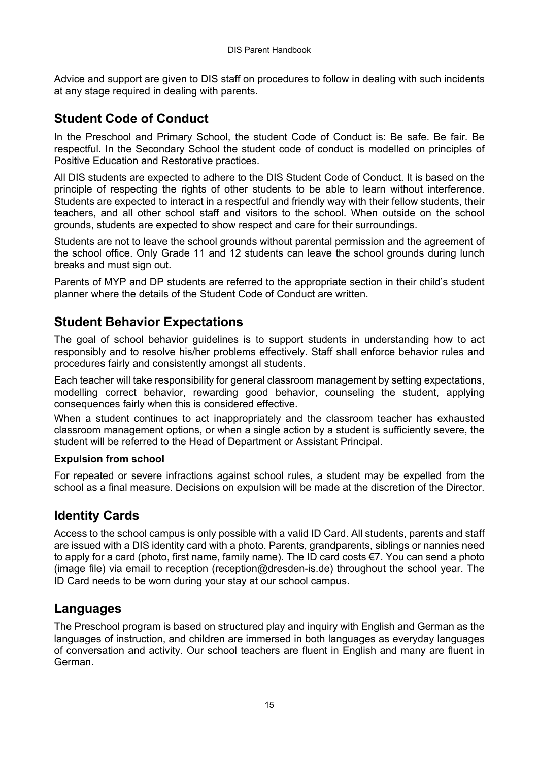Advice and support are given to DIS staff on procedures to follow in dealing with such incidents at any stage required in dealing with parents.

## Student Code of Conduct

In the Preschool and Primary School, the student Code of Conduct is: Be safe. Be fair. Be respectful. In the Secondary School the student code of conduct is modelled on principles of Positive Education and Restorative practices.

All DIS students are expected to adhere to the DIS Student Code of Conduct. It is based on the principle of respecting the rights of other students to be able to learn without interference. Students are expected to interact in a respectful and friendly way with their fellow students, their teachers, and all other school staff and visitors to the school. When outside on the school grounds, students are expected to show respect and care for their surroundings.

Students are not to leave the school grounds without parental permission and the agreement of the school office. Only Grade 11 and 12 students can leave the school grounds during lunch breaks and must sign out.

Parents of MYP and DP students are referred to the appropriate section in their child's student planner where the details of the Student Code of Conduct are written.

## Student Behavior Expectations

The goal of school behavior guidelines is to support students in understanding how to act responsibly and to resolve his/her problems effectively. Staff shall enforce behavior rules and procedures fairly and consistently amongst all students.

Each teacher will take responsibility for general classroom management by setting expectations, modelling correct behavior, rewarding good behavior, counseling the student, applying consequences fairly when this is considered effective.

When a student continues to act inappropriately and the classroom teacher has exhausted classroom management options, or when a single action by a student is sufficiently severe, the student will be referred to the Head of Department or Assistant Principal.

### Expulsion from school

For repeated or severe infractions against school rules, a student may be expelled from the school as a final measure. Decisions on expulsion will be made at the discretion of the Director.

## Identity Cards

Access to the school campus is only possible with a valid ID Card. All students, parents and staff are issued with a DIS identity card with a photo. Parents, grandparents, siblings or nannies need to apply for a card (photo, first name, family name). The ID card costs €7. You can send a photo (image file) via email to reception (reception@dresden-is.de) throughout the school year. The ID Card needs to be worn during your stay at our school campus.

## Languages

The Preschool program is based on structured play and inquiry with English and German as the languages of instruction, and children are immersed in both languages as everyday languages of conversation and activity. Our school teachers are fluent in English and many are fluent in German.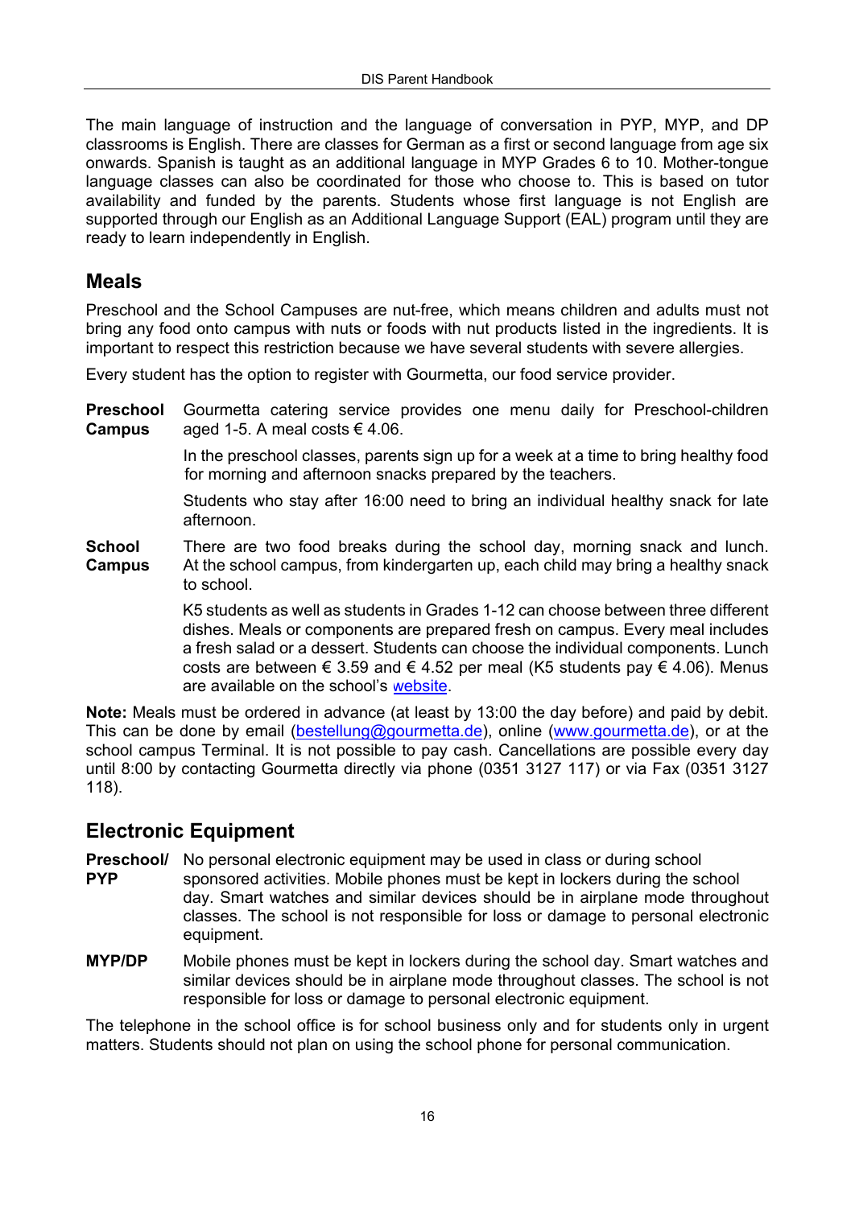The main language of instruction and the language of conversation in PYP, MYP, and DP classrooms is English. There are classes for German as a first or second language from age six onwards. Spanish is taught as an additional language in MYP Grades 6 to 10. Mother-tongue language classes can also be coordinated for those who choose to. This is based on tutor availability and funded by the parents. Students whose first language is not English are supported through our English as an Additional Language Support (EAL) program until they are ready to learn independently in English.

## Meals

Preschool and the School Campuses are nut-free, which means children and adults must not bring any food onto campus with nuts or foods with nut products listed in the ingredients. It is important to respect this restriction because we have several students with severe allergies.

Every student has the option to register with Gourmetta, our food service provider.

**Preschool Campus**

Gourmetta catering service provides one menu daily for Preschool-children aged 1-5. A meal costs € 4.06.

In the preschool classes, parents sign up for a week at a time to bring healthy food for morning and afternoon snacks prepared by the teachers.

Students who stay after 16:00 need to bring an individual healthy snack for late afternoon.

**School Campus**

There are two food breaks during the school day, morning snack and lunch. At the school campus, from kindergarten up, each child may bring a healthy snack to school.

K5 students as well as students in Grades 1-12 can choose between three different dishes. Meals or components are prepared fresh on campus. Every meal includes a fresh salad or a dessert. Students can choose the individual components. Lunch costs are between € 3.59 and € 4.52 per meal (K5 students pay € 4.06). Menus are available on the school's website.

**Note:** Meals must be ordered in advance (at least by 13:00 the day before) and paid by debit. This can be done by email (bestellung@gourmetta.de), online (www.gourmetta.de), or at the school campus Terminal. It is not possible to pay cash. Cancellations are possible every day until 8:00 by contacting Gourmetta directly via phone (0351 3127 117) or via Fax (0351 3127 118).

## Electronic Equipment

**Preschool/ PYP**

No personal electronic equipment may be used in class or during school sponsored activities. Mobile phones must be kept in lockers during the school day. Smart watches and similar devices should be in airplane mode throughout classes. The school is not responsible for loss or damage to personal electronic equipment.

**MYP/DP**

Mobile phones must be kept in lockers during the school day. Smart watches and similar devices should be in airplane mode throughout classes. The school is not responsible for loss or damage to personal electronic equipment.

The telephone in the school office is for school business only and for students only in urgent matters. Students should not plan on using the school phone for personal communication.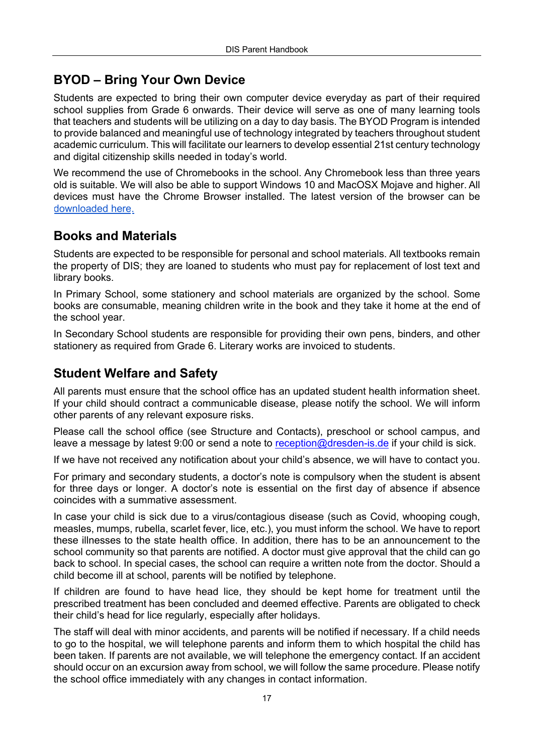## BYOD – Bring Your Own Device

Students are expected to bring their own computer device everyday as part of their required school supplies from Grade 6 onwards. Their device will serve as one of many learning tools that teachers and students will be utilizing on a day to day basis. The BYOD Program is intended to provide balanced and meaningful use of technology integrated by teachers throughout student academic curriculum. This will facilitate our learners to develop essential 21st century technology and digital citizenship skills needed in today's world.

We recommend the use of Chromebooks in the school. Any Chromebook less than three years old is suitable. We will also be able to support Windows 10 and MacOSX Mojave and higher. All devices must have the Chrome Browser installed. The latest version of the browser can be downloaded here.

## Books and Materials

Students are expected to be responsible for personal and school materials. All textbooks remain the property of DIS; they are loaned to students who must pay for replacement of lost text and library books.

In Primary School, some stationery and school materials are organized by the school. Some books are consumable, meaning children write in the book and they take it home at the end of the school year.

In Secondary School students are responsible for providing their own pens, binders, and other stationery as required from Grade 6. Literary works are invoiced to students.

## Student Welfare and Safety

All parents must ensure that the school office has an updated student health information sheet. If your child should contract a communicable disease, please notify the school. We will inform other parents of any relevant exposure risks.

Please call the school office (see Structure and Contacts), preschool or school campus, and leave a message by latest 9:00 or send a note to reception@dresden-is.de if your child is sick.

If we have not received any notification about your child's absence, we will have to contact you.

For primary and secondary students, a doctor's note is compulsory when the student is absent for three days or longer. A doctor's note is essential on the first day of absence if absence coincides with a summative assessment.

In case your child is sick due to a virus/contagious disease (such as Covid, whooping cough, measles, mumps, rubella, scarlet fever, lice, etc.), you must inform the school. We have to report these illnesses to the state health office. In addition, there has to be an announcement to the school community so that parents are notified. A doctor must give approval that the child can go back to school. In special cases, the school can require a written note from the doctor. Should a child become ill at school, parents will be notified by telephone.

If children are found to have head lice, they should be kept home for treatment until the prescribed treatment has been concluded and deemed effective. Parents are obligated to check their child's head for lice regularly, especially after holidays.

The staff will deal with minor accidents, and parents will be notified if necessary. If a child needs to go to the hospital, we will telephone parents and inform them to which hospital the child has been taken. If parents are not available, we will telephone the emergency contact. If an accident should occur on an excursion away from school, we will follow the same procedure. Please notify the school office immediately with any changes in contact information.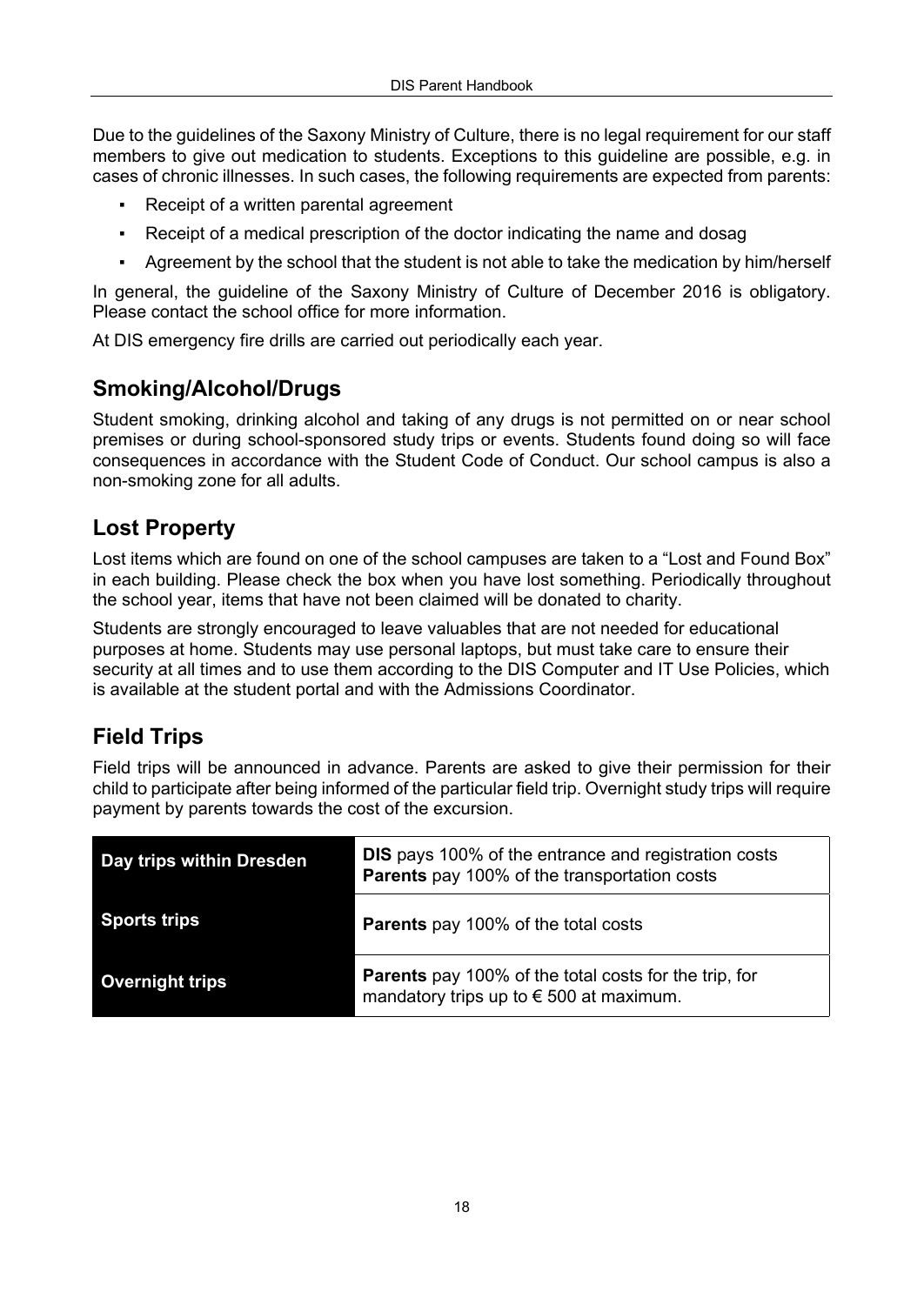Due to the guidelines of the Saxony Ministry of Culture, there is no legal requirement for our staff members to give out medication to students. Exceptions to this guideline are possible, e.g. in cases of chronic illnesses. In such cases, the following requirements are expected from parents:

- Receipt of a written parental agreement
- Receipt of a medical prescription of the doctor indicating the name and dosag
- Agreement by the school that the student is not able to take the medication by him/herself

In general, the guideline of the Saxony Ministry of Culture of December 2016 is obligatory. Please contact the school office for more information.

At DIS emergency fire drills are carried out periodically each year.

## Smoking/Alcohol/Drugs

Student smoking, drinking alcohol and taking of any drugs is not permitted on or near school premises or during school-sponsored study trips or events. Students found doing so will face consequences in accordance with the Student Code of Conduct. Our school campus is also a non-smoking zone for all adults.

## Lost Property

Lost items which are found on one of the school campuses are taken to a "Lost and Found Box" in each building. Please check the box when you have lost something. Periodically throughout the school year, items that have not been claimed will be donated to charity.

Students are strongly encouraged to leave valuables that are not needed for educational purposes at home. Students may use personal laptops, but must take care to ensure their security at all times and to use them according to the DIS Computer and IT Use Policies, which is available at the student portal and with the Admissions Coordinator.

## Field Trips

Field trips will be announced in advance. Parents are asked to give their permission for their child to participate after being informed of the particular field trip. Overnight study trips will require payment by parents towards the cost of the excursion.

| | |
|---|---|
| **Day trips within Dresden** | **DIS** pays 100% of the entrance and registration costs<br>**Parents** pay 100% of the transportation costs |
| **Sports trips** | **Parents** pay 100% of the total costs |
| **Overnight trips** | **Parents** pay 100% of the total costs for the trip, for mandatory trips up to € 500 at maximum. |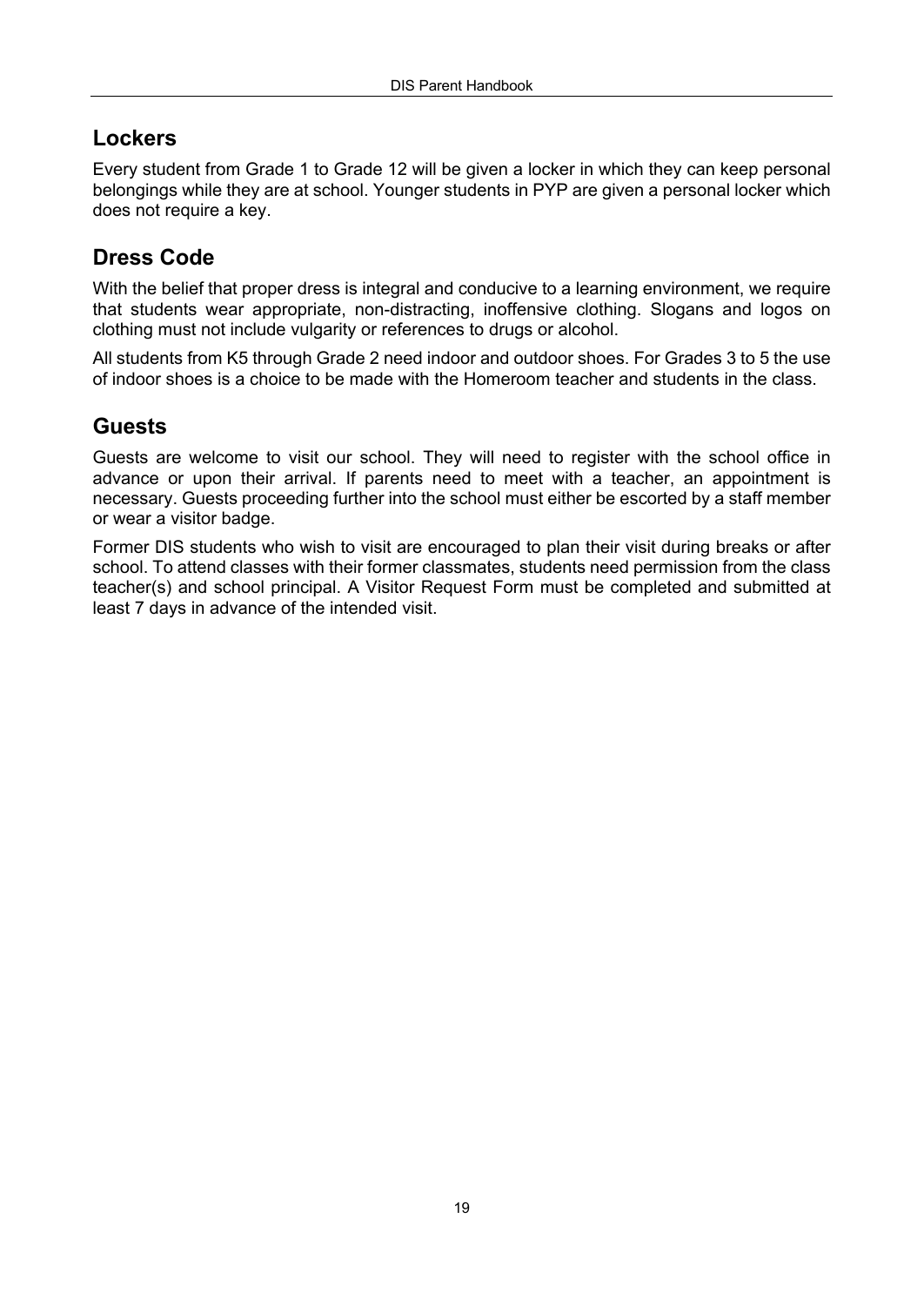## Lockers

Every student from Grade 1 to Grade 12 will be given a locker in which they can keep personal belongings while they are at school. Younger students in PYP are given a personal locker which does not require a key.

## Dress Code

With the belief that proper dress is integral and conducive to a learning environment, we require that students wear appropriate, non-distracting, inoffensive clothing. Slogans and logos on clothing must not include vulgarity or references to drugs or alcohol.

All students from K5 through Grade 2 need indoor and outdoor shoes. For Grades 3 to 5 the use of indoor shoes is a choice to be made with the Homeroom teacher and students in the class.

## Guests

Guests are welcome to visit our school. They will need to register with the school office in advance or upon their arrival. If parents need to meet with a teacher, an appointment is necessary. Guests proceeding further into the school must either be escorted by a staff member or wear a visitor badge.

Former DIS students who wish to visit are encouraged to plan their visit during breaks or after school. To attend classes with their former classmates, students need permission from the class teacher(s) and school principal. A Visitor Request Form must be completed and submitted at least 7 days in advance of the intended visit.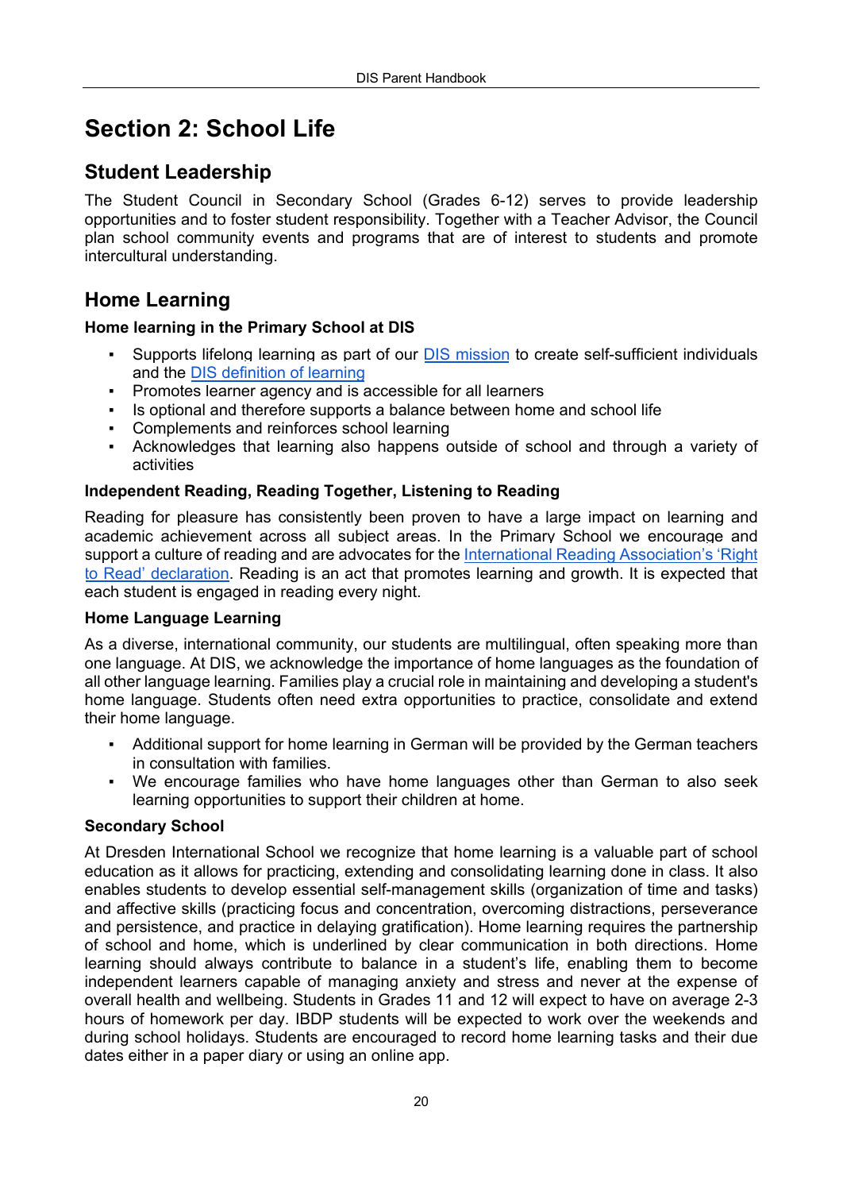# Section 2: School Life

## Student Leadership

The Student Council in Secondary School (Grades 6-12) serves to provide leadership opportunities and to foster student responsibility. Together with a Teacher Advisor, the Council plan school community events and programs that are of interest to students and promote intercultural understanding.

## Home Learning

**Home learning in the Primary School at DIS**

- Supports lifelong learning as part of our DIS mission to create self-sufficient individuals and the DIS definition of learning
- Promotes learner agency and is accessible for all learners
- Is optional and therefore supports a balance between home and school life
- Complements and reinforces school learning
- Acknowledges that learning also happens outside of school and through a variety of activities

**Independent Reading, Reading Together, Listening to Reading**

Reading for pleasure has consistently been proven to have a large impact on learning and academic achievement across all subject areas. In the Primary School we encourage and support a culture of reading and are advocates for the International Reading Association's 'Right to Read' declaration. Reading is an act that promotes learning and growth. It is expected that each student is engaged in reading every night.

**Home Language Learning**

As a diverse, international community, our students are multilingual, often speaking more than one language. At DIS, we acknowledge the importance of home languages as the foundation of all other language learning. Families play a crucial role in maintaining and developing a student's home language. Students often need extra opportunities to practice, consolidate and extend their home language.

- Additional support for home learning in German will be provided by the German teachers in consultation with families.
- We encourage families who have home languages other than German to also seek learning opportunities to support their children at home.

**Secondary School**

At Dresden International School we recognize that home learning is a valuable part of school education as it allows for practicing, extending and consolidating learning done in class. It also enables students to develop essential self-management skills (organization of time and tasks) and affective skills (practicing focus and concentration, overcoming distractions, perseverance and persistence, and practice in delaying gratification). Home learning requires the partnership of school and home, which is underlined by clear communication in both directions. Home learning should always contribute to balance in a student's life, enabling them to become independent learners capable of managing anxiety and stress and never at the expense of overall health and wellbeing. Students in Grades 11 and 12 will expect to have on average 2-3 hours of homework per day. IBDP students will be expected to work over the weekends and during school holidays. Students are encouraged to record home learning tasks and their due dates either in a paper diary or using an online app.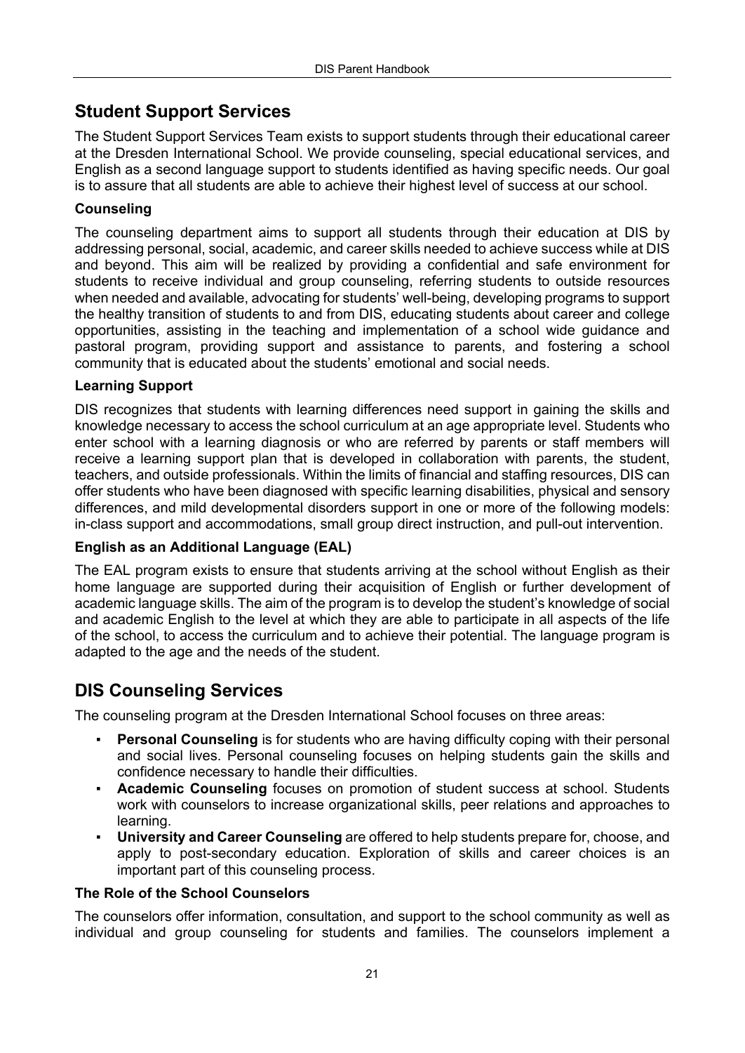## Student Support Services

The Student Support Services Team exists to support students through their educational career at the Dresden International School. We provide counseling, special educational services, and English as a second language support to students identified as having specific needs. Our goal is to assure that all students are able to achieve their highest level of success at our school.

### Counseling

The counseling department aims to support all students through their education at DIS by addressing personal, social, academic, and career skills needed to achieve success while at DIS and beyond. This aim will be realized by providing a confidential and safe environment for students to receive individual and group counseling, referring students to outside resources when needed and available, advocating for students' well-being, developing programs to support the healthy transition of students to and from DIS, educating students about career and college opportunities, assisting in the teaching and implementation of a school wide guidance and pastoral program, providing support and assistance to parents, and fostering a school community that is educated about the students' emotional and social needs.

### Learning Support

DIS recognizes that students with learning differences need support in gaining the skills and knowledge necessary to access the school curriculum at an age appropriate level. Students who enter school with a learning diagnosis or who are referred by parents or staff members will receive a learning support plan that is developed in collaboration with parents, the student, teachers, and outside professionals. Within the limits of financial and staffing resources, DIS can offer students who have been diagnosed with specific learning disabilities, physical and sensory differences, and mild developmental disorders support in one or more of the following models: in-class support and accommodations, small group direct instruction, and pull-out intervention.

### English as an Additional Language (EAL)

The EAL program exists to ensure that students arriving at the school without English as their home language are supported during their acquisition of English or further development of academic language skills. The aim of the program is to develop the student's knowledge of social and academic English to the level at which they are able to participate in all aspects of the life of the school, to access the curriculum and to achieve their potential. The language program is adapted to the age and the needs of the student.

## DIS Counseling Services

The counseling program at the Dresden International School focuses on three areas:

- **Personal Counseling** is for students who are having difficulty coping with their personal and social lives. Personal counseling focuses on helping students gain the skills and confidence necessary to handle their difficulties.
- **Academic Counseling** focuses on promotion of student success at school. Students work with counselors to increase organizational skills, peer relations and approaches to learning.
- **University and Career Counseling** are offered to help students prepare for, choose, and apply to post-secondary education. Exploration of skills and career choices is an important part of this counseling process.

### The Role of the School Counselors

The counselors offer information, consultation, and support to the school community as well as individual and group counseling for students and families. The counselors implement a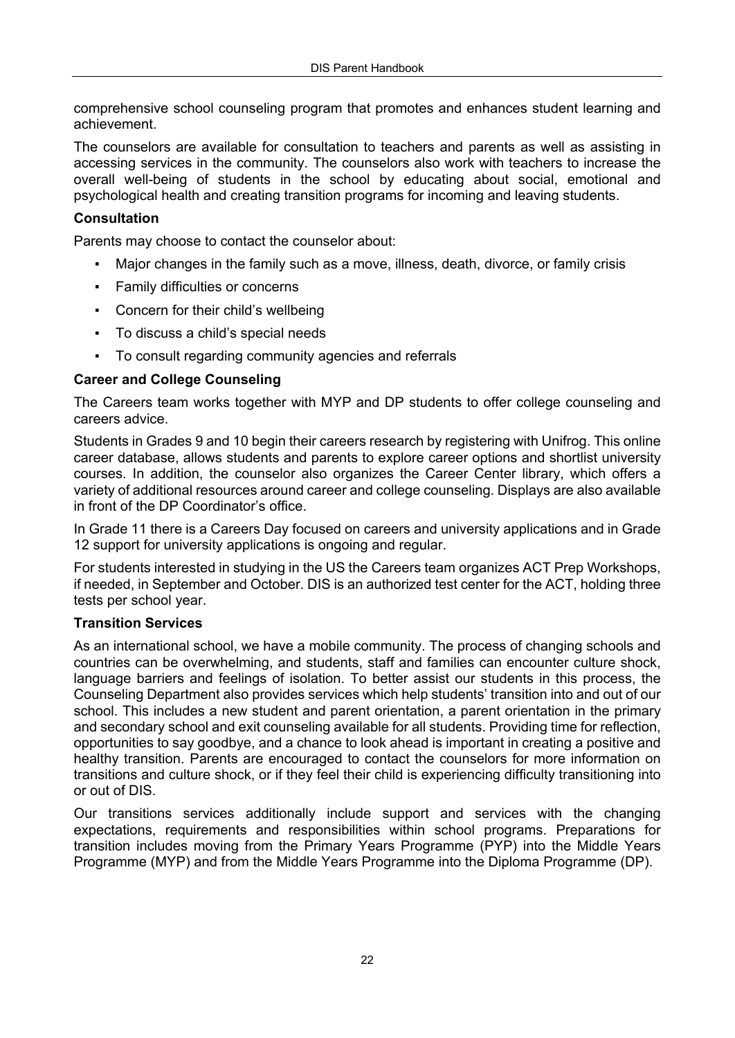comprehensive school counseling program that promotes and enhances student learning and achievement.

The counselors are available for consultation to teachers and parents as well as assisting in accessing services in the community. The counselors also work with teachers to increase the overall well-being of students in the school by educating about social, emotional and psychological health and creating transition programs for incoming and leaving students.

**Consultation**

Parents may choose to contact the counselor about:

- Major changes in the family such as a move, illness, death, divorce, or family crisis
- Family difficulties or concerns
- Concern for their child's wellbeing
- To discuss a child's special needs
- To consult regarding community agencies and referrals

**Career and College Counseling**

The Careers team works together with MYP and DP students to offer college counseling and careers advice.

Students in Grades 9 and 10 begin their careers research by registering with Unifrog. This online career database, allows students and parents to explore career options and shortlist university courses. In addition, the counselor also organizes the Career Center library, which offers a variety of additional resources around career and college counseling. Displays are also available in front of the DP Coordinator's office.

In Grade 11 there is a Careers Day focused on careers and university applications and in Grade 12 support for university applications is ongoing and regular.

For students interested in studying in the US the Careers team organizes ACT Prep Workshops, if needed, in September and October. DIS is an authorized test center for the ACT, holding three tests per school year.

**Transition Services**

As an international school, we have a mobile community. The process of changing schools and countries can be overwhelming, and students, staff and families can encounter culture shock, language barriers and feelings of isolation. To better assist our students in this process, the Counseling Department also provides services which help students' transition into and out of our school. This includes a new student and parent orientation, a parent orientation in the primary and secondary school and exit counseling available for all students. Providing time for reflection, opportunities to say goodbye, and a chance to look ahead is important in creating a positive and healthy transition. Parents are encouraged to contact the counselors for more information on transitions and culture shock, or if they feel their child is experiencing difficulty transitioning into or out of DIS.

Our transitions services additionally include support and services with the changing expectations, requirements and responsibilities within school programs. Preparations for transition includes moving from the Primary Years Programme (PYP) into the Middle Years Programme (MYP) and from the Middle Years Programme into the Diploma Programme (DP).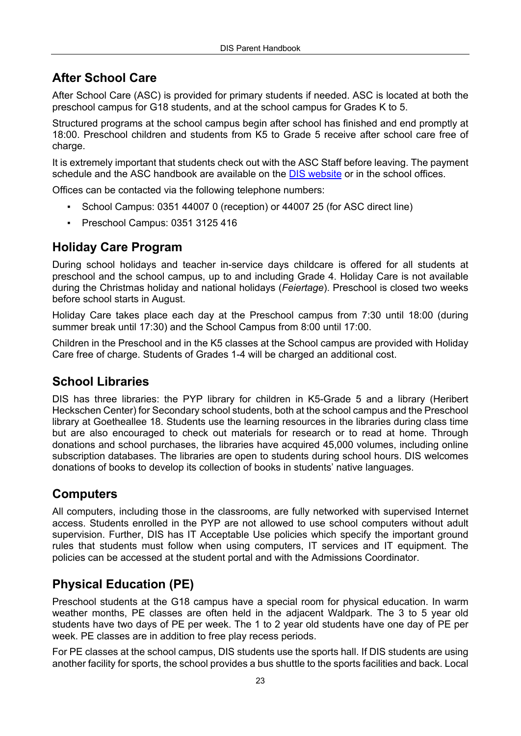## After School Care

After School Care (ASC) is provided for primary students if needed. ASC is located at both the preschool campus for G18 students, and at the school campus for Grades K to 5.

Structured programs at the school campus begin after school has finished and end promptly at 18:00. Preschool children and students from K5 to Grade 5 receive after school care free of charge.

It is extremely important that students check out with the ASC Staff before leaving. The payment schedule and the ASC handbook are available on the DIS website or in the school offices.

Offices can be contacted via the following telephone numbers:

- School Campus: 0351 44007 0 (reception) or 44007 25 (for ASC direct line)
- Preschool Campus: 0351 3125 416

## Holiday Care Program

During school holidays and teacher in-service days childcare is offered for all students at preschool and the school campus, up to and including Grade 4. Holiday Care is not available during the Christmas holiday and national holidays (*Feiertage*). Preschool is closed two weeks before school starts in August.

Holiday Care takes place each day at the Preschool campus from 7:30 until 18:00 (during summer break until 17:30) and the School Campus from 8:00 until 17:00.

Children in the Preschool and in the K5 classes at the School campus are provided with Holiday Care free of charge. Students of Grades 1-4 will be charged an additional cost.

## School Libraries

DIS has three libraries: the PYP library for children in K5-Grade 5 and a library (Heribert Heckschen Center) for Secondary school students, both at the school campus and the Preschool library at Goetheallee 18. Students use the learning resources in the libraries during class time but are also encouraged to check out materials for research or to read at home. Through donations and school purchases, the libraries have acquired 45,000 volumes, including online subscription databases. The libraries are open to students during school hours. DIS welcomes donations of books to develop its collection of books in students' native languages.

## Computers

All computers, including those in the classrooms, are fully networked with supervised Internet access. Students enrolled in the PYP are not allowed to use school computers without adult supervision. Further, DIS has IT Acceptable Use policies which specify the important ground rules that students must follow when using computers, IT services and IT equipment. The policies can be accessed at the student portal and with the Admissions Coordinator.

## Physical Education (PE)

Preschool students at the G18 campus have a special room for physical education. In warm weather months, PE classes are often held in the adjacent Waldpark. The 3 to 5 year old students have two days of PE per week. The 1 to 2 year old students have one day of PE per week. PE classes are in addition to free play recess periods.

For PE classes at the school campus, DIS students use the sports hall. If DIS students are using another facility for sports, the school provides a bus shuttle to the sports facilities and back. Local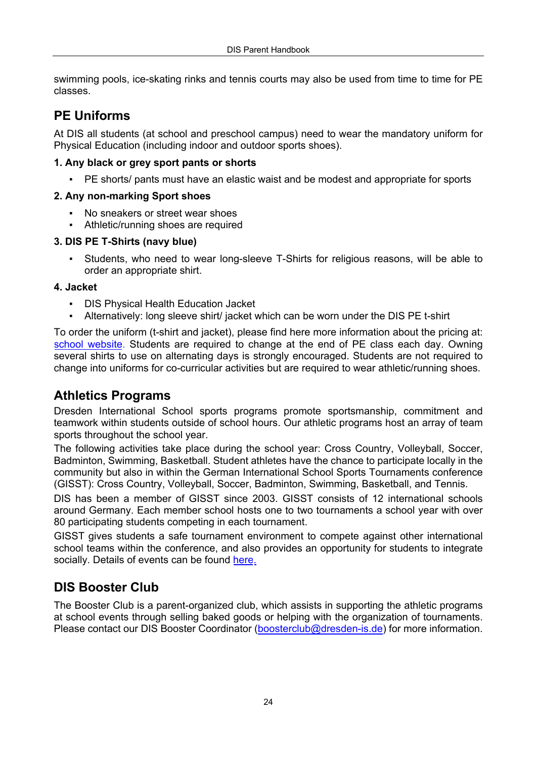swimming pools, ice-skating rinks and tennis courts may also be used from time to time for PE classes.

## PE Uniforms

At DIS all students (at school and preschool campus) need to wear the mandatory uniform for Physical Education (including indoor and outdoor sports shoes).

**1. Any black or grey sport pants or shorts**

- PE shorts/ pants must have an elastic waist and be modest and appropriate for sports

**2. Any non-marking Sport shoes**

- No sneakers or street wear shoes
- Athletic/running shoes are required

**3. DIS PE T-Shirts (navy blue)**

- Students, who need to wear long-sleeve T-Shirts for religious reasons, will be able to order an appropriate shirt.

**4. Jacket**

- DIS Physical Health Education Jacket
- Alternatively: long sleeve shirt/ jacket which can be worn under the DIS PE t-shirt

To order the uniform (t-shirt and jacket), please find here more information about the pricing at: school website. Students are required to change at the end of PE class each day. Owning several shirts to use on alternating days is strongly encouraged. Students are not required to change into uniforms for co-curricular activities but are required to wear athletic/running shoes.

## Athletics Programs

Dresden International School sports programs promote sportsmanship, commitment and teamwork within students outside of school hours. Our athletic programs host an array of team sports throughout the school year.

The following activities take place during the school year: Cross Country, Volleyball, Soccer, Badminton, Swimming, Basketball. Student athletes have the chance to participate locally in the community but also in within the German International School Sports Tournaments conference (GISST): Cross Country, Volleyball, Soccer, Badminton, Swimming, Basketball, and Tennis.

DIS has been a member of GISST since 2003. GISST consists of 12 international schools around Germany. Each member school hosts one to two tournaments a school year with over 80 participating students competing in each tournament.

GISST gives students a safe tournament environment to compete against other international school teams within the conference, and also provides an opportunity for students to integrate socially. Details of events can be found here.

## DIS Booster Club

The Booster Club is a parent-organized club, which assists in supporting the athletic programs at school events through selling baked goods or helping with the organization of tournaments. Please contact our DIS Booster Coordinator (boosterclub@dresden-is.de) for more information.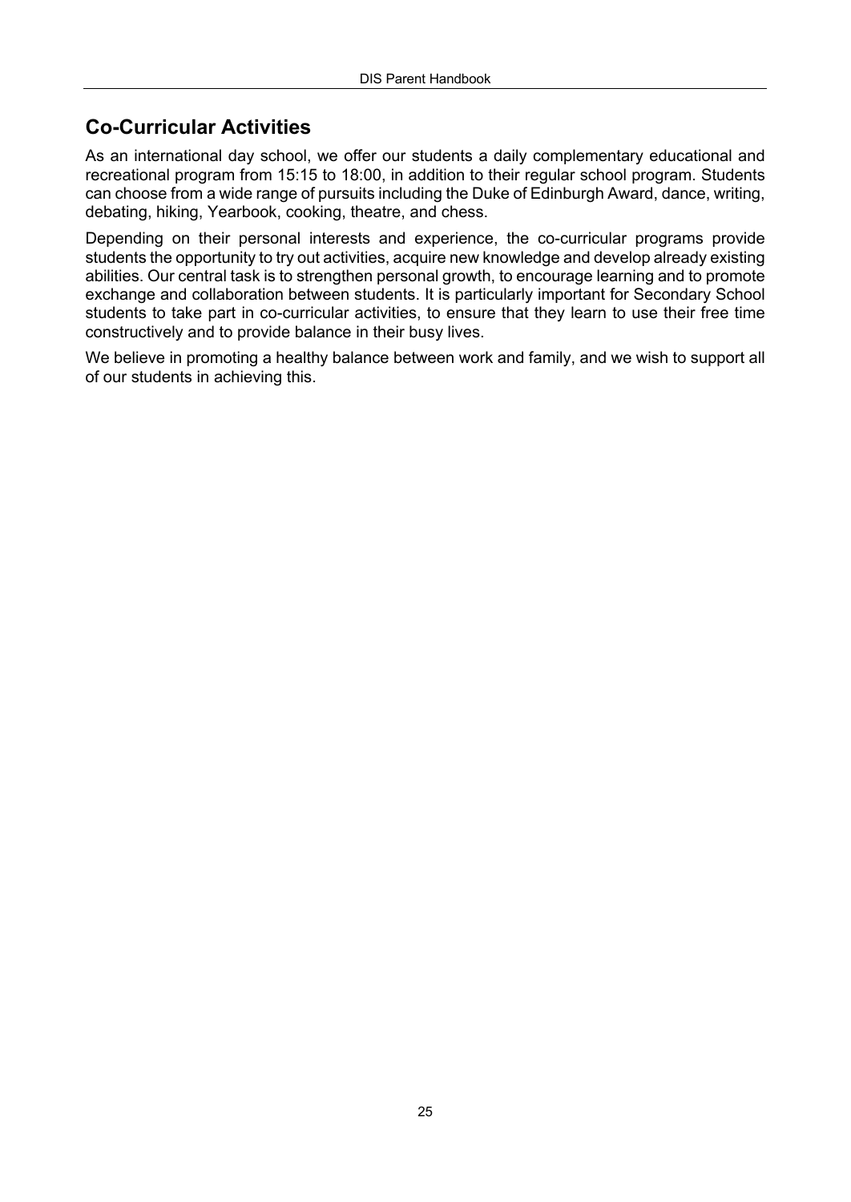## Co-Curricular Activities

As an international day school, we offer our students a daily complementary educational and recreational program from 15:15 to 18:00, in addition to their regular school program. Students can choose from a wide range of pursuits including the Duke of Edinburgh Award, dance, writing, debating, hiking, Yearbook, cooking, theatre, and chess.

Depending on their personal interests and experience, the co-curricular programs provide students the opportunity to try out activities, acquire new knowledge and develop already existing abilities. Our central task is to strengthen personal growth, to encourage learning and to promote exchange and collaboration between students. It is particularly important for Secondary School students to take part in co-curricular activities, to ensure that they learn to use their free time constructively and to provide balance in their busy lives.

We believe in promoting a healthy balance between work and family, and we wish to support all of our students in achieving this.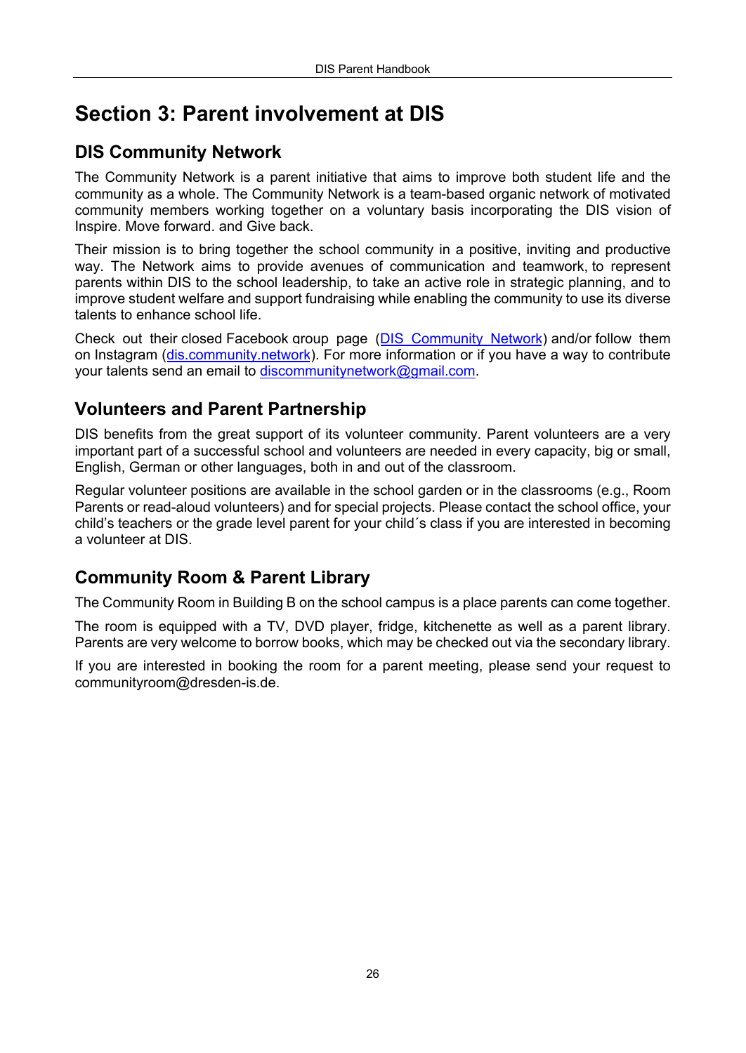# Section 3: Parent involvement at DIS

## DIS Community Network

The Community Network is a parent initiative that aims to improve both student life and the community as a whole. The Community Network is a team-based organic network of motivated community members working together on a voluntary basis incorporating the DIS vision of Inspire. Move forward. and Give back.

Their mission is to bring together the school community in a positive, inviting and productive way. The Network aims to provide avenues of communication and teamwork, to represent parents within DIS to the school leadership, to take an active role in strategic planning, and to improve student welfare and support fundraising while enabling the community to use its diverse talents to enhance school life.

Check out their closed Facebook group page (DIS Community Network) and/or follow them on Instagram (dis.community.network). For more information or if you have a way to contribute your talents send an email to discommunitynetwork@gmail.com.

## Volunteers and Parent Partnership

DIS benefits from the great support of its volunteer community. Parent volunteers are a very important part of a successful school and volunteers are needed in every capacity, big or small, English, German or other languages, both in and out of the classroom.

Regular volunteer positions are available in the school garden or in the classrooms (e.g., Room Parents or read-aloud volunteers) and for special projects. Please contact the school office, your child's teachers or the grade level parent for your child´s class if you are interested in becoming a volunteer at DIS.

## Community Room & Parent Library

The Community Room in Building B on the school campus is a place parents can come together.

The room is equipped with a TV, DVD player, fridge, kitchenette as well as a parent library. Parents are very welcome to borrow books, which may be checked out via the secondary library.

If you are interested in booking the room for a parent meeting, please send your request to communityroom@dresden-is.de.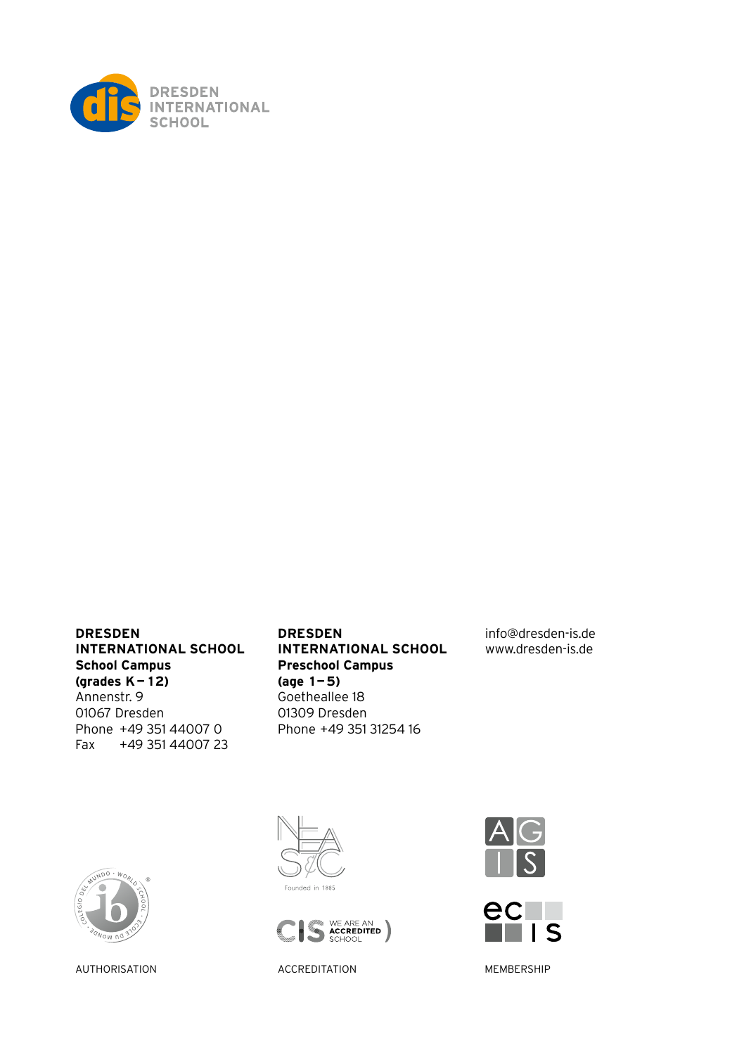DRESDEN INTERNATIONAL SCHOOL

**DRESDEN INTERNATIONAL SCHOOL**
**School Campus**
**(grades K – 12)**
Annenstr. 9
01067 Dresden
Phone +49 351 44007 0
Fax +49 351 44007 23

**DRESDEN INTERNATIONAL SCHOOL**
**Preschool Campus**
**(age 1 – 5)**
Goetheallee 18
01309 Dresden
Phone +49 351 31254 16

info@dresden-is.de
www.dresden-is.de

AUTHORISATION

Founded in 1885

WE ARE AN ACCREDITED SCHOOL

ACCREDITATION

MEMBERSHIP